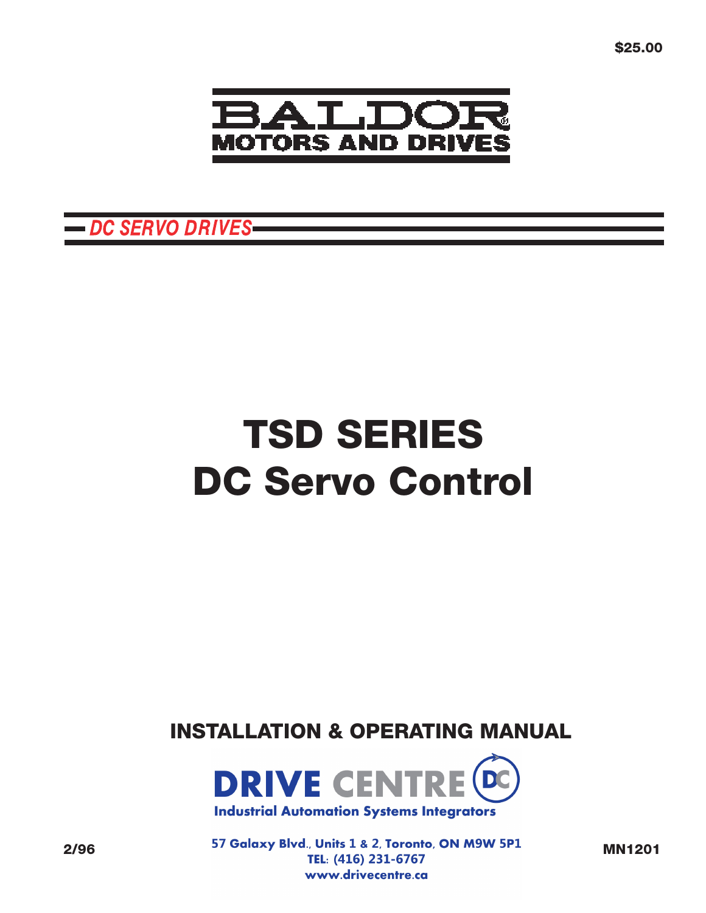$25.00

BALDOR
MOTORS AND DRIVES

DC SERVO DRIVES

# TSD SERIES
# DC Servo Control

## INSTALLATION & OPERATING MANUAL

DRIVE CENTRE
Industrial Automation Systems Integrators

57 Galaxy Blvd., Units 1 & 2, Toronto, ON M9W 5P1
TEL: (416) 231-6767
www.drivecentre.ca

2/96

MN1201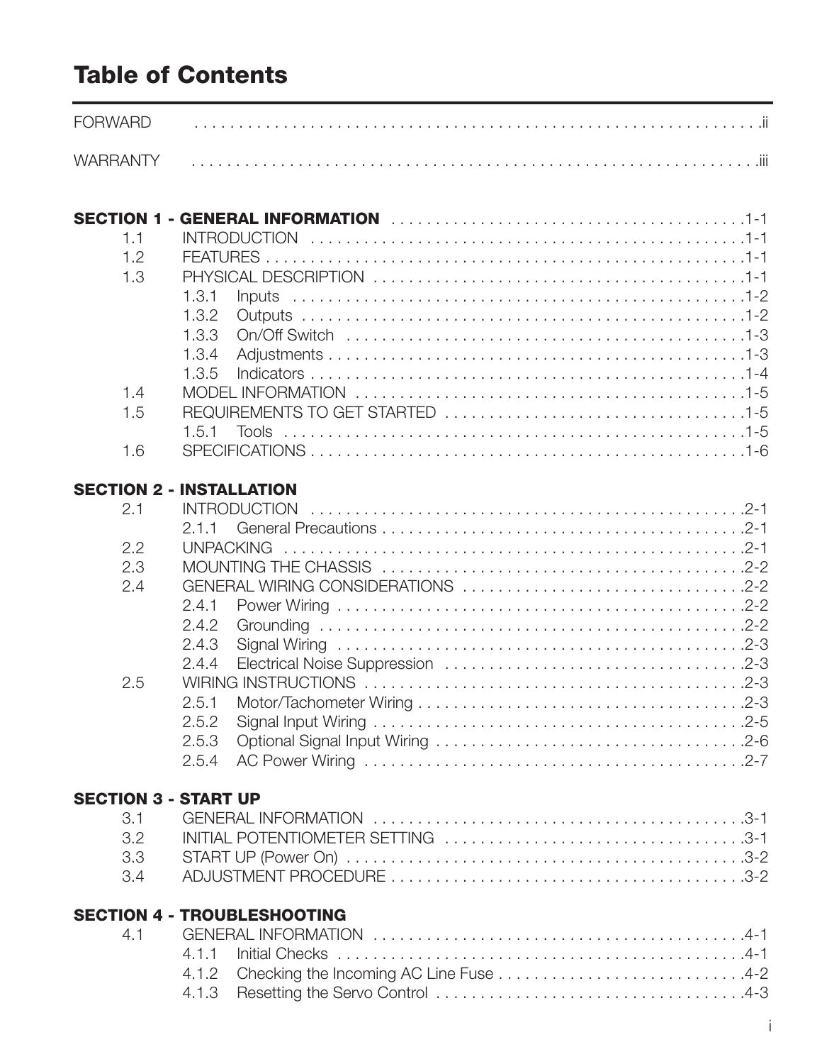# Table of Contents

FORWARD . . . . . . . . . . . . . . . . . . . . . . . . . . . . . . . . . . . . . . . . . . . . . . . . . . . . . . . . . . . . . .ii

WARRANTY . . . . . . . . . . . . . . . . . . . . . . . . . . . . . . . . . . . . . . . . . . . . . . . . . . . . . . . . . . . . .iii

**SECTION 1 - GENERAL INFORMATION** . . . . . . . . . . . . . . . . . . . . . . . . . . . . . . . . . . . . . . . .1-1

- 1.1 INTRODUCTION . . . . . . . . . . . . . . . . . . . . . . . . . . . . . . . . . . . . . . . . . . . . . . . . . .1-1
- 1.2 FEATURES . . . . . . . . . . . . . . . . . . . . . . . . . . . . . . . . . . . . . . . . . . . . . . . . . . . . . .1-1
- 1.3 PHYSICAL DESCRIPTION . . . . . . . . . . . . . . . . . . . . . . . . . . . . . . . . . . . . . . . . . . . .1-1
  - 1.3.1 Inputs . . . . . . . . . . . . . . . . . . . . . . . . . . . . . . . . . . . . . . . . . . . . . . . . . . . . .1-2
  - 1.3.2 Outputs . . . . . . . . . . . . . . . . . . . . . . . . . . . . . . . . . . . . . . . . . . . . . . . . . . . .1-2
  - 1.3.3 On/Off Switch . . . . . . . . . . . . . . . . . . . . . . . . . . . . . . . . . . . . . . . . . . . . . . . .1-3
  - 1.3.4 Adjustments . . . . . . . . . . . . . . . . . . . . . . . . . . . . . . . . . . . . . . . . . . . . . . . . .1-3
  - 1.3.5 Indicators . . . . . . . . . . . . . . . . . . . . . . . . . . . . . . . . . . . . . . . . . . . . . . . . . . .1-4
- 1.4 MODEL INFORMATION . . . . . . . . . . . . . . . . . . . . . . . . . . . . . . . . . . . . . . . . . . . . .1-5
- 1.5 REQUIREMENTS TO GET STARTED . . . . . . . . . . . . . . . . . . . . . . . . . . . . . . . . . . .1-5
  - 1.5.1 Tools . . . . . . . . . . . . . . . . . . . . . . . . . . . . . . . . . . . . . . . . . . . . . . . . . . . . . .1-5
- 1.6 SPECIFICATIONS . . . . . . . . . . . . . . . . . . . . . . . . . . . . . . . . . . . . . . . . . . . . . . . . .1-6

**SECTION 2 - INSTALLATION**

- 2.1 INTRODUCTION . . . . . . . . . . . . . . . . . . . . . . . . . . . . . . . . . . . . . . . . . . . . . . . . . .2-1
  - 2.1.1 General Precautions . . . . . . . . . . . . . . . . . . . . . . . . . . . . . . . . . . . . . . . . . . .2-1
- 2.2 UNPACKING . . . . . . . . . . . . . . . . . . . . . . . . . . . . . . . . . . . . . . . . . . . . . . . . . . . .2-1
- 2.3 MOUNTING THE CHASSIS . . . . . . . . . . . . . . . . . . . . . . . . . . . . . . . . . . . . . . . . . .2-2
- 2.4 GENERAL WIRING CONSIDERATIONS . . . . . . . . . . . . . . . . . . . . . . . . . . . . . . . . .2-2
  - 2.4.1 Power Wiring . . . . . . . . . . . . . . . . . . . . . . . . . . . . . . . . . . . . . . . . . . . . . . . .2-2
  - 2.4.2 Grounding . . . . . . . . . . . . . . . . . . . . . . . . . . . . . . . . . . . . . . . . . . . . . . . . . .2-2
  - 2.4.3 Signal Wiring . . . . . . . . . . . . . . . . . . . . . . . . . . . . . . . . . . . . . . . . . . . . . . . .2-3
  - 2.4.4 Electrical Noise Suppression . . . . . . . . . . . . . . . . . . . . . . . . . . . . . . . . . . . .2-3
- 2.5 WIRING INSTRUCTIONS . . . . . . . . . . . . . . . . . . . . . . . . . . . . . . . . . . . . . . . . . . . .2-3
  - 2.5.1 Motor/Tachometer Wiring . . . . . . . . . . . . . . . . . . . . . . . . . . . . . . . . . . . . . . .2-3
  - 2.5.2 Signal Input Wiring . . . . . . . . . . . . . . . . . . . . . . . . . . . . . . . . . . . . . . . . . . . .2-5
  - 2.5.3 Optional Signal Input Wiring . . . . . . . . . . . . . . . . . . . . . . . . . . . . . . . . . . . .2-6
  - 2.5.4 AC Power Wiring . . . . . . . . . . . . . . . . . . . . . . . . . . . . . . . . . . . . . . . . . . . . .2-7

**SECTION 3 - START UP**

- 3.1 GENERAL INFORMATION . . . . . . . . . . . . . . . . . . . . . . . . . . . . . . . . . . . . . . . . . . .3-1
- 3.2 INITIAL POTENTIOMETER SETTING . . . . . . . . . . . . . . . . . . . . . . . . . . . . . . . . . . .3-1
- 3.3 START UP (Power On) . . . . . . . . . . . . . . . . . . . . . . . . . . . . . . . . . . . . . . . . . . . . . .3-2
- 3.4 ADJUSTMENT PROCEDURE . . . . . . . . . . . . . . . . . . . . . . . . . . . . . . . . . . . . . . . . .3-2

**SECTION 4 - TROUBLESHOOTING**

- 4.1 GENERAL INFORMATION . . . . . . . . . . . . . . . . . . . . . . . . . . . . . . . . . . . . . . . . . . .4-1
  - 4.1.1 Initial Checks . . . . . . . . . . . . . . . . . . . . . . . . . . . . . . . . . . . . . . . . . . . . . . . .4-1
  - 4.1.2 Checking the Incoming AC Line Fuse . . . . . . . . . . . . . . . . . . . . . . . . . . . . .4-2
  - 4.1.3 Resetting the Servo Control . . . . . . . . . . . . . . . . . . . . . . . . . . . . . . . . . . . . .4-3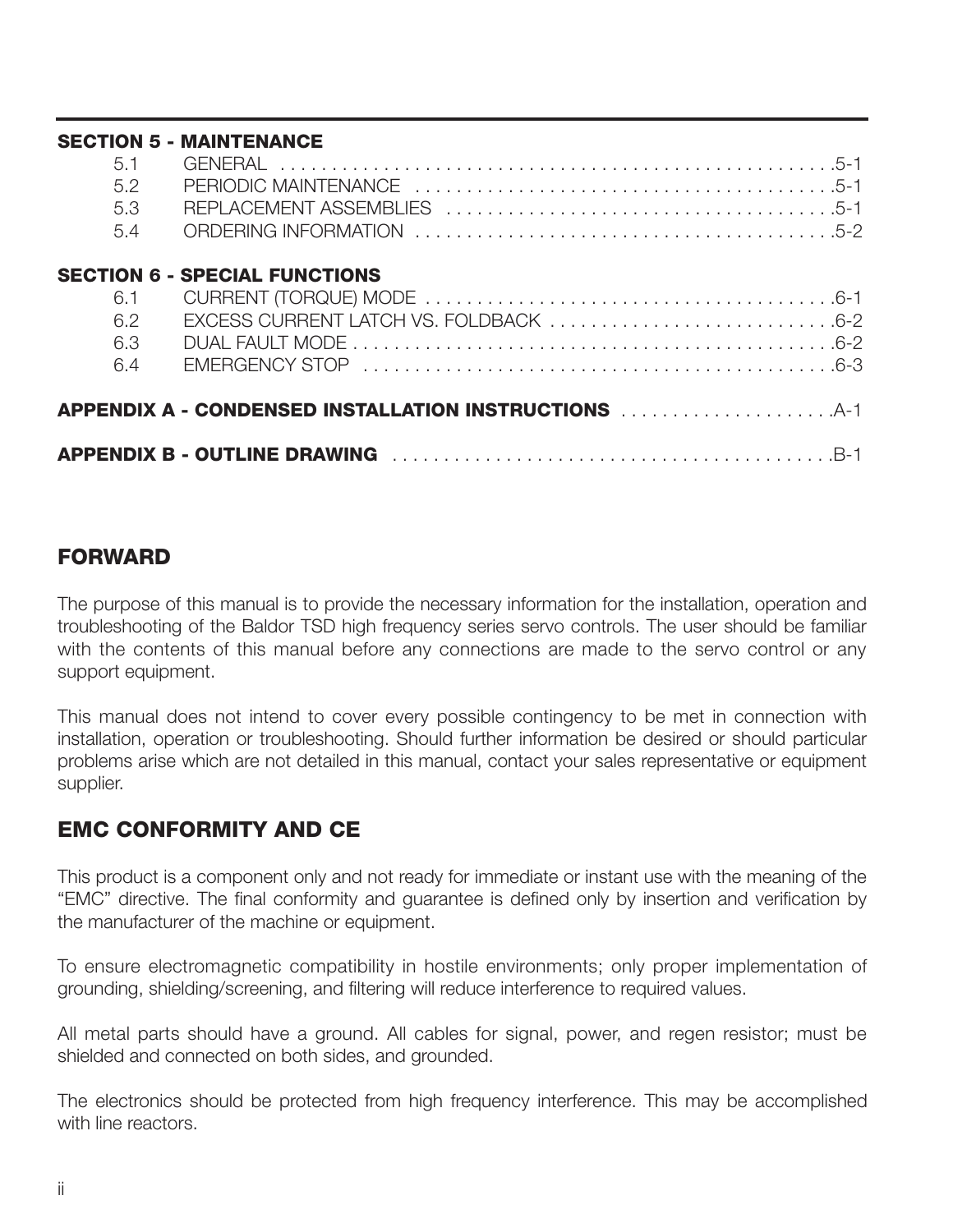**SECTION 5 - MAINTENANCE**

| | | |
|---|---|---|
| 5.1 | GENERAL | 5-1 |
| 5.2 | PERIODIC MAINTENANCE | 5-1 |
| 5.3 | REPLACEMENT ASSEMBLIES | 5-1 |
| 5.4 | ORDERING INFORMATION | 5-2 |

**SECTION 6 - SPECIAL FUNCTIONS**

| | | |
|---|---|---|
| 6.1 | CURRENT (TORQUE) MODE | 6-1 |
| 6.2 | EXCESS CURRENT LATCH VS. FOLDBACK | 6-2 |
| 6.3 | DUAL FAULT MODE | 6-2 |
| 6.4 | EMERGENCY STOP | 6-3 |

**APPENDIX A - CONDENSED INSTALLATION INSTRUCTIONS** .................... A-1

**APPENDIX B - OUTLINE DRAWING** .................... B-1

## FORWARD

The purpose of this manual is to provide the necessary information for the installation, operation and troubleshooting of the Baldor TSD high frequency series servo controls. The user should be familiar with the contents of this manual before any connections are made to the servo control or any support equipment.

This manual does not intend to cover every possible contingency to be met in connection with installation, operation or troubleshooting. Should further information be desired or should particular problems arise which are not detailed in this manual, contact your sales representative or equipment supplier.

## EMC CONFORMITY AND CE

This product is a component only and not ready for immediate or instant use with the meaning of the "EMC" directive. The final conformity and guarantee is defined only by insertion and verification by the manufacturer of the machine or equipment.

To ensure electromagnetic compatibility in hostile environments; only proper implementation of grounding, shielding/screening, and filtering will reduce interference to required values.

All metal parts should have a ground. All cables for signal, power, and regen resistor; must be shielded and connected on both sides, and grounded.

The electronics should be protected from high frequency interference. This may be accomplished with line reactors.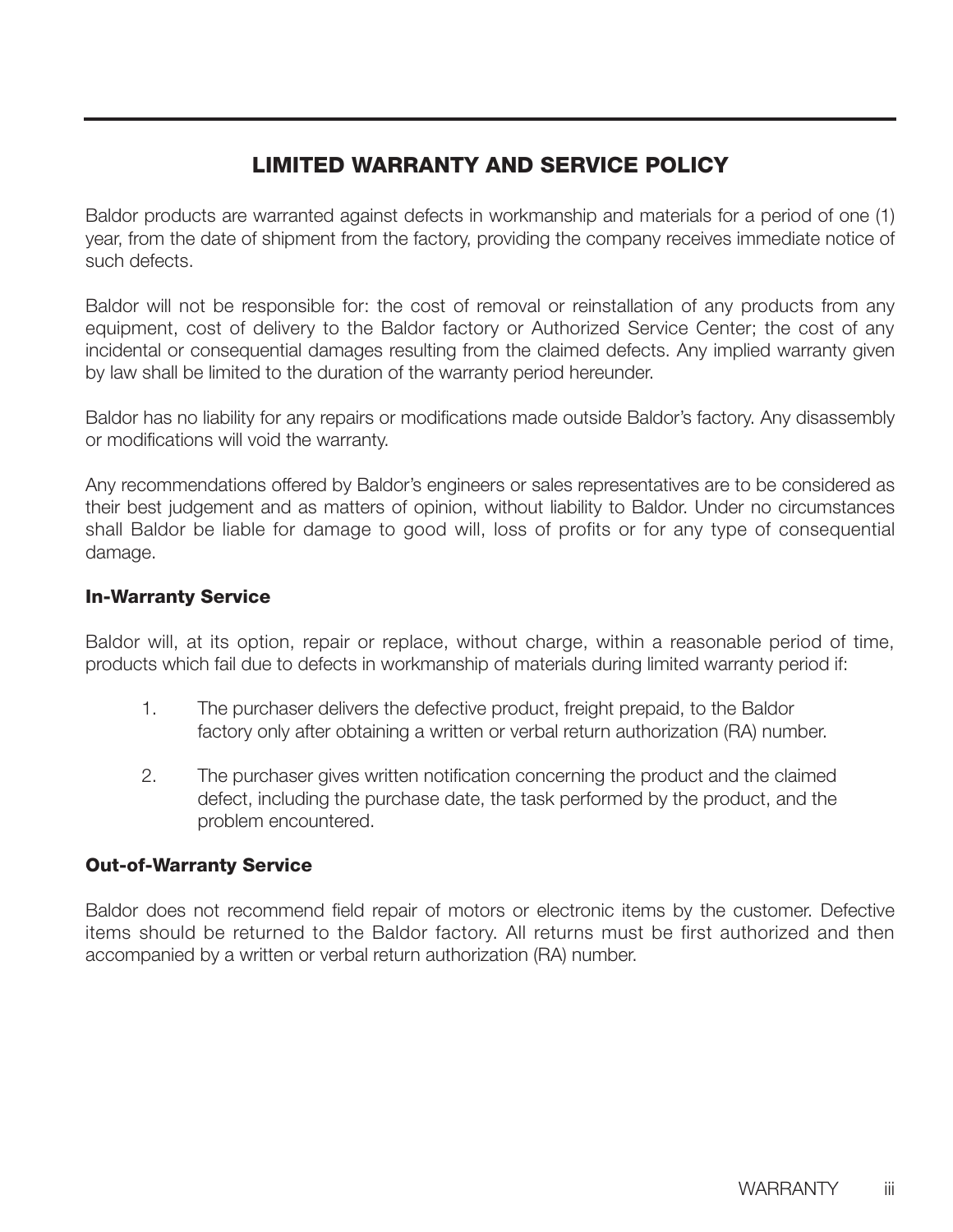## LIMITED WARRANTY AND SERVICE POLICY

Baldor products are warranted against defects in workmanship and materials for a period of one (1) year, from the date of shipment from the factory, providing the company receives immediate notice of such defects.

Baldor will not be responsible for: the cost of removal or reinstallation of any products from any equipment, cost of delivery to the Baldor factory or Authorized Service Center; the cost of any incidental or consequential damages resulting from the claimed defects. Any implied warranty given by law shall be limited to the duration of the warranty period hereunder.

Baldor has no liability for any repairs or modifications made outside Baldor's factory. Any disassembly or modifications will void the warranty.

Any recommendations offered by Baldor's engineers or sales representatives are to be considered as their best judgement and as matters of opinion, without liability to Baldor. Under no circumstances shall Baldor be liable for damage to good will, loss of profits or for any type of consequential damage.

### In-Warranty Service

Baldor will, at its option, repair or replace, without charge, within a reasonable period of time, products which fail due to defects in workmanship of materials during limited warranty period if:

1. The purchaser delivers the defective product, freight prepaid, to the Baldor factory only after obtaining a written or verbal return authorization (RA) number.
2. The purchaser gives written notification concerning the product and the claimed defect, including the purchase date, the task performed by the product, and the problem encountered.

### Out-of-Warranty Service

Baldor does not recommend field repair of motors or electronic items by the customer. Defective items should be returned to the Baldor factory. All returns must be first authorized and then accompanied by a written or verbal return authorization (RA) number.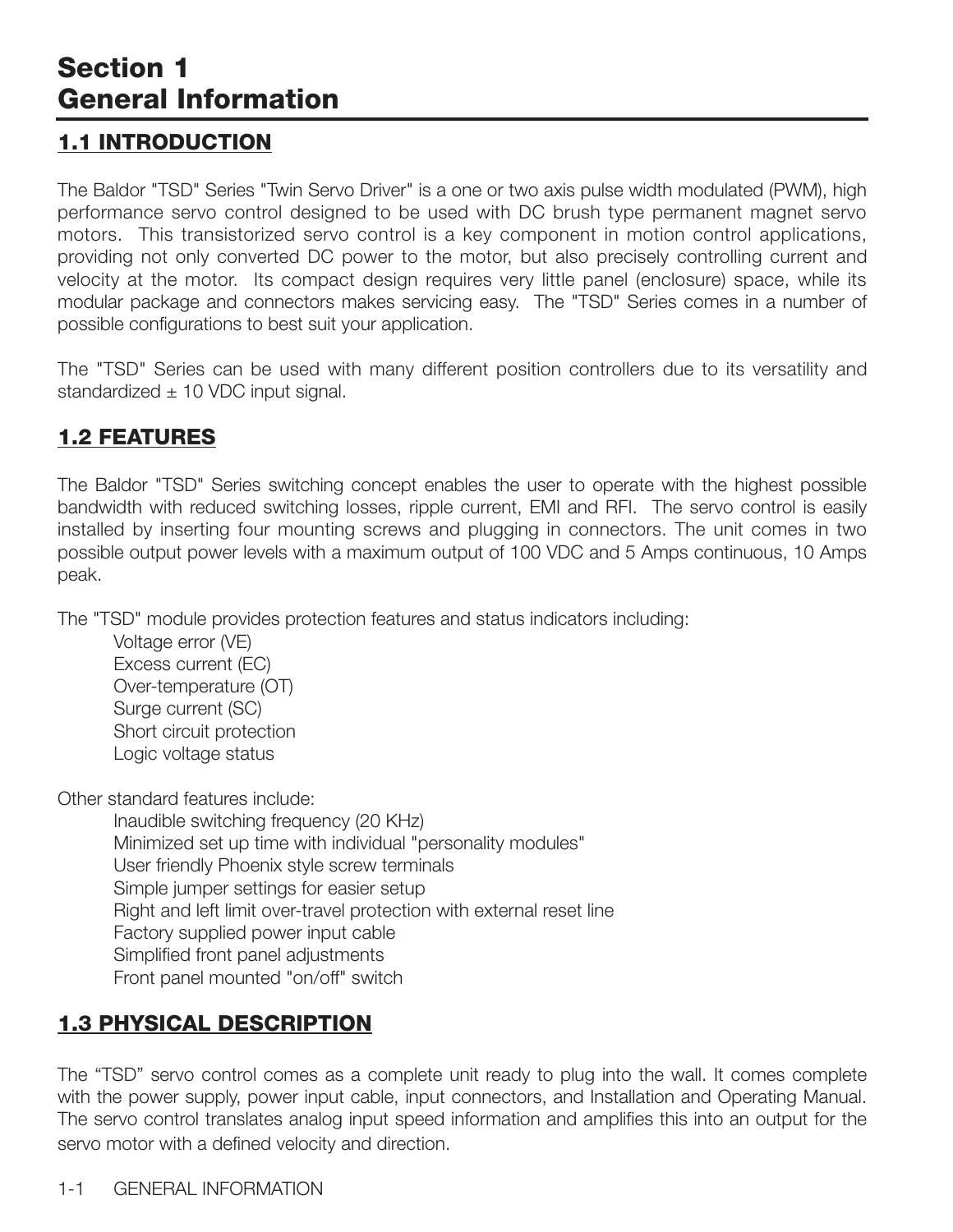# Section 1
# General Information

## 1.1 INTRODUCTION

The Baldor "TSD" Series "Twin Servo Driver" is a one or two axis pulse width modulated (PWM), high performance servo control designed to be used with DC brush type permanent magnet servo motors. This transistorized servo control is a key component in motion control applications, providing not only converted DC power to the motor, but also precisely controlling current and velocity at the motor. Its compact design requires very little panel (enclosure) space, while its modular package and connectors makes servicing easy. The "TSD" Series comes in a number of possible configurations to best suit your application.

The "TSD" Series can be used with many different position controllers due to its versatility and standardized ± 10 VDC input signal.

## 1.2 FEATURES

The Baldor "TSD" Series switching concept enables the user to operate with the highest possible bandwidth with reduced switching losses, ripple current, EMI and RFI. The servo control is easily installed by inserting four mounting screws and plugging in connectors. The unit comes in two possible output power levels with a maximum output of 100 VDC and 5 Amps continuous, 10 Amps peak.

The "TSD" module provides protection features and status indicators including:

- Voltage error (VE)
- Excess current (EC)
- Over-temperature (OT)
- Surge current (SC)
- Short circuit protection
- Logic voltage status

Other standard features include:

- Inaudible switching frequency (20 KHz)
- Minimized set up time with individual "personality modules"
- User friendly Phoenix style screw terminals
- Simple jumper settings for easier setup
- Right and left limit over-travel protection with external reset line
- Factory supplied power input cable
- Simplified front panel adjustments
- Front panel mounted "on/off" switch

## 1.3 PHYSICAL DESCRIPTION

The "TSD" servo control comes as a complete unit ready to plug into the wall. It comes complete with the power supply, power input cable, input connectors, and Installation and Operating Manual. The servo control translates analog input speed information and amplifies this into an output for the servo motor with a defined velocity and direction.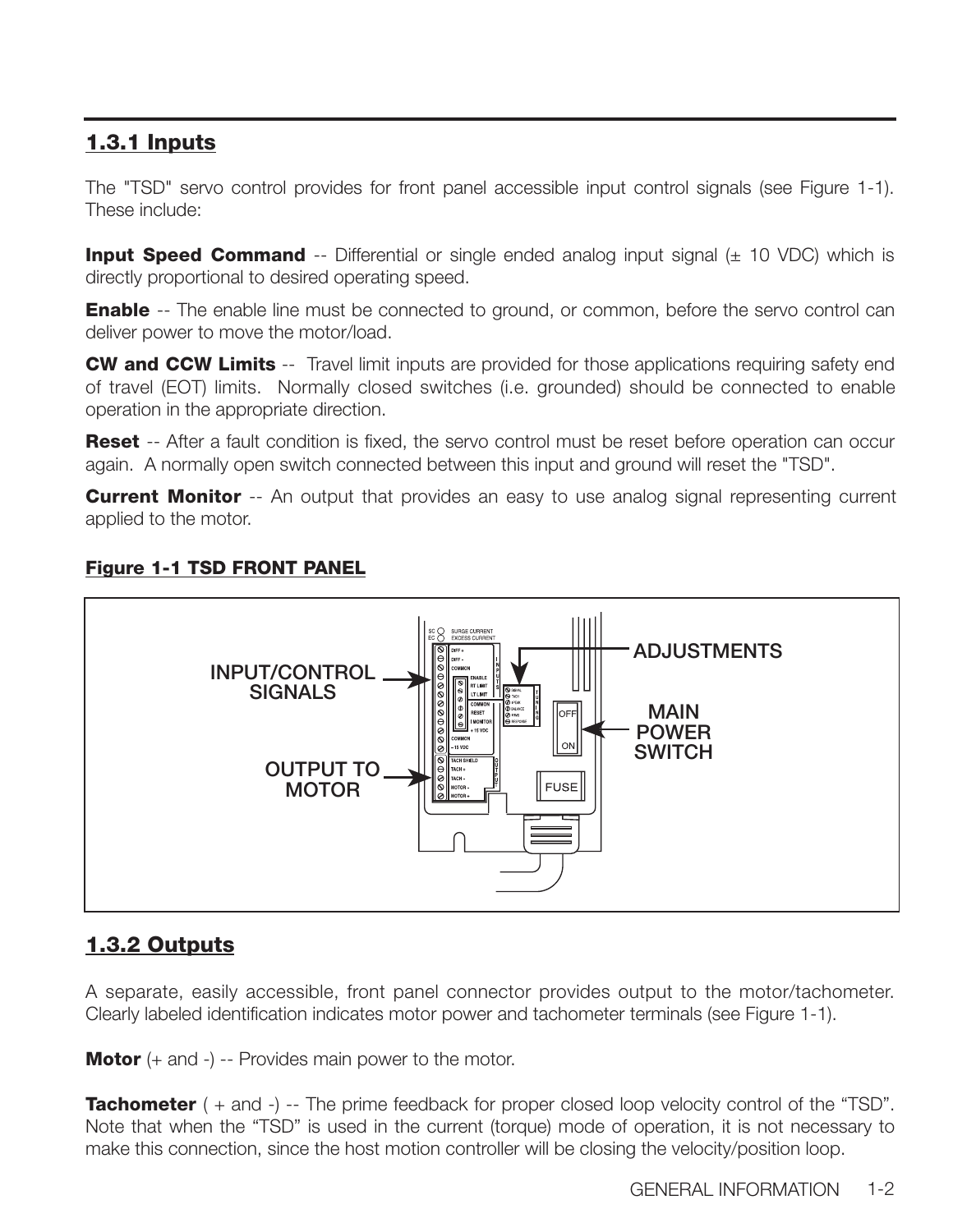### 1.3.1 Inputs

The "TSD" servo control provides for front panel accessible input control signals (see Figure 1-1). These include:

**Input Speed Command** -- Differential or single ended analog input signal (± 10 VDC) which is directly proportional to desired operating speed.

**Enable** -- The enable line must be connected to ground, or common, before the servo control can deliver power to move the motor/load.

**CW and CCW Limits** -- Travel limit inputs are provided for those applications requiring safety end of travel (EOT) limits. Normally closed switches (i.e. grounded) should be connected to enable operation in the appropriate direction.

**Reset** -- After a fault condition is fixed, the servo control must be reset before operation can occur again. A normally open switch connected between this input and ground will reset the "TSD".

**Current Monitor** -- An output that provides an easy to use analog signal representing current applied to the motor.

**Figure 1-1 TSD FRONT PANEL**

INPUT/CONTROL SIGNALS

OUTPUT TO MOTOR

ADJUSTMENTS

MAIN POWER SWITCH

SC SURGE CURRENT
EC EXCESS CURRENT
DIFF +
DIFF -
COMMON
ENABLE
RT LIMIT
LT LIMIT
COMMON
RESET
I MONITOR
+ 15 VDC
COMMON
– 15 VDC
TACH SHIELD
TACH +
TACH -
MOTOR -
MOTOR +
INPUTS
OUTPUT
TUNING
OFF
ON
FUSE

### 1.3.2 Outputs

A separate, easily accessible, front panel connector provides output to the motor/tachometer. Clearly labeled identification indicates motor power and tachometer terminals (see Figure 1-1).

**Motor** (+ and -) -- Provides main power to the motor.

**Tachometer** ( + and -) -- The prime feedback for proper closed loop velocity control of the “TSD”. Note that when the “TSD” is used in the current (torque) mode of operation, it is not necessary to make this connection, since the host motion controller will be closing the velocity/position loop.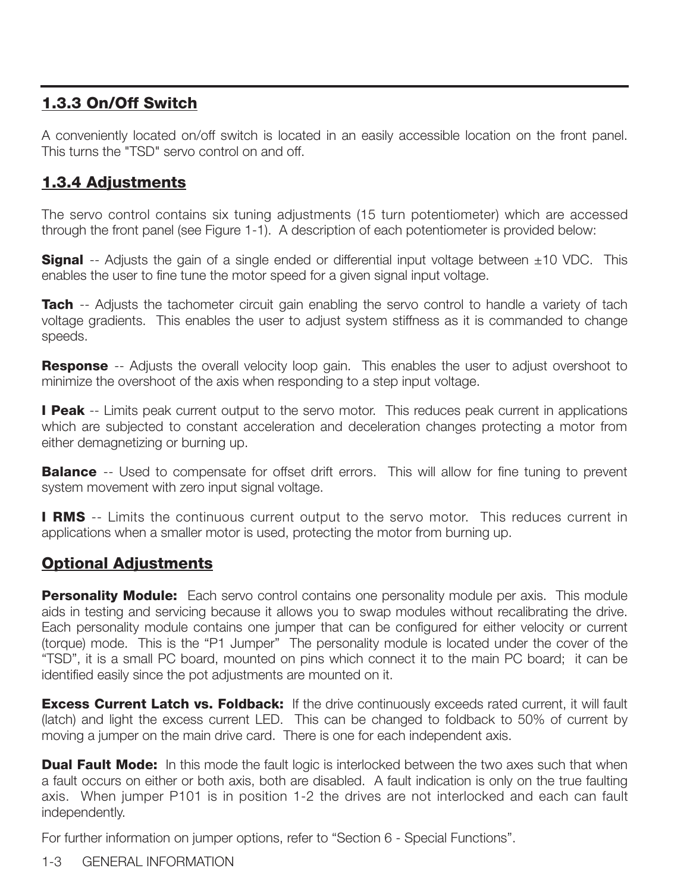## 1.3.3 On/Off Switch

A conveniently located on/off switch is located in an easily accessible location on the front panel. This turns the "TSD" servo control on and off.

## 1.3.4 Adjustments

The servo control contains six tuning adjustments (15 turn potentiometer) which are accessed through the front panel (see Figure 1-1). A description of each potentiometer is provided below:

**Signal** -- Adjusts the gain of a single ended or differential input voltage between ±10 VDC. This enables the user to fine tune the motor speed for a given signal input voltage.

**Tach** -- Adjusts the tachometer circuit gain enabling the servo control to handle a variety of tach voltage gradients. This enables the user to adjust system stiffness as it is commanded to change speeds.

**Response** -- Adjusts the overall velocity loop gain. This enables the user to adjust overshoot to minimize the overshoot of the axis when responding to a step input voltage.

**I Peak** -- Limits peak current output to the servo motor. This reduces peak current in applications which are subjected to constant acceleration and deceleration changes protecting a motor from either demagnetizing or burning up.

**Balance** -- Used to compensate for offset drift errors. This will allow for fine tuning to prevent system movement with zero input signal voltage.

**I RMS** -- Limits the continuous current output to the servo motor. This reduces current in applications when a smaller motor is used, protecting the motor from burning up.

## Optional Adjustments

**Personality Module:** Each servo control contains one personality module per axis. This module aids in testing and servicing because it allows you to swap modules without recalibrating the drive. Each personality module contains one jumper that can be configured for either velocity or current (torque) mode. This is the "P1 Jumper" The personality module is located under the cover of the "TSD", it is a small PC board, mounted on pins which connect it to the main PC board; it can be identified easily since the pot adjustments are mounted on it.

**Excess Current Latch vs. Foldback:** If the drive continuously exceeds rated current, it will fault (latch) and light the excess current LED. This can be changed to foldback to 50% of current by moving a jumper on the main drive card. There is one for each independent axis.

**Dual Fault Mode:** In this mode the fault logic is interlocked between the two axes such that when a fault occurs on either or both axis, both are disabled. A fault indication is only on the true faulting axis. When jumper P101 is in position 1-2 the drives are not interlocked and each can fault independently.

For further information on jumper options, refer to "Section 6 - Special Functions".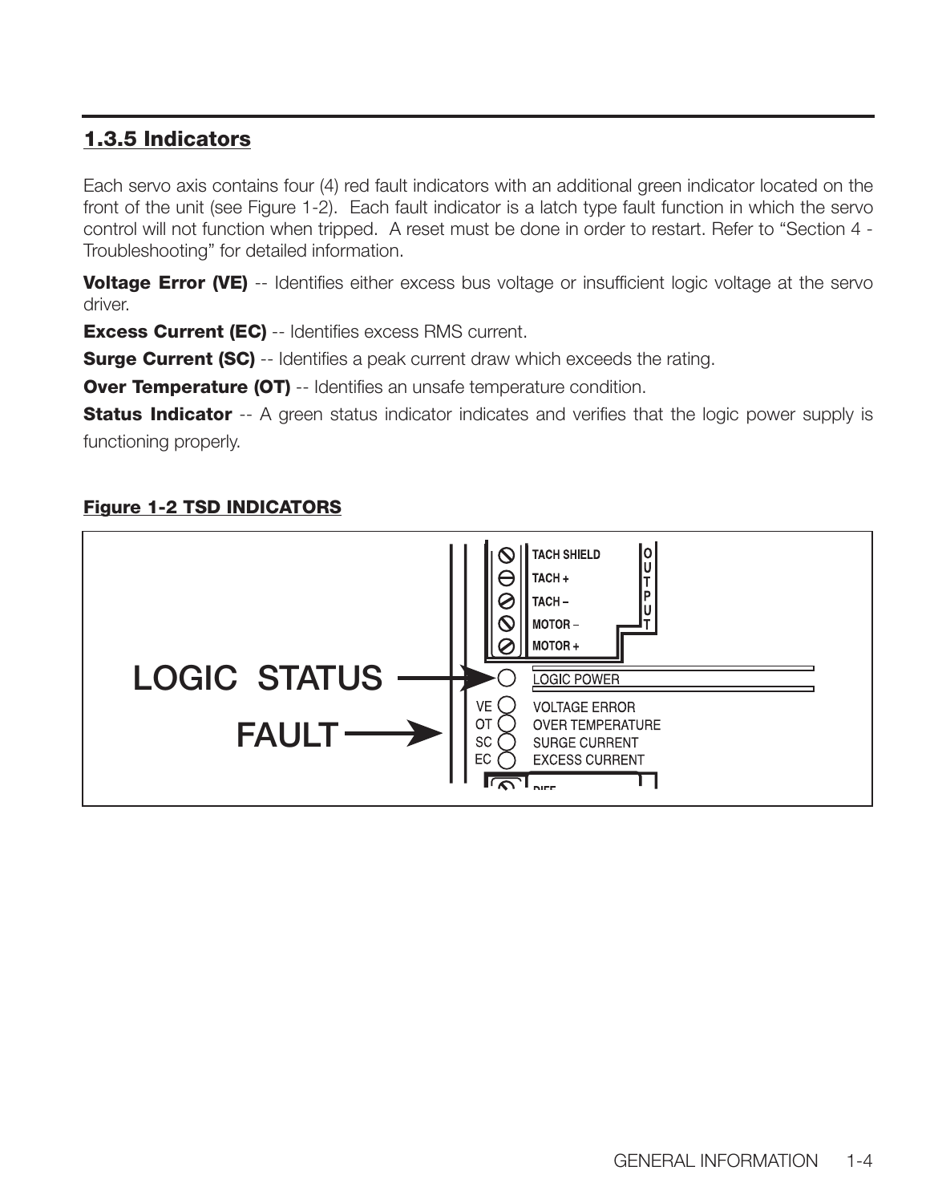### 1.3.5 Indicators

Each servo axis contains four (4) red fault indicators with an additional green indicator located on the front of the unit (see Figure 1-2). Each fault indicator is a latch type fault function in which the servo control will not function when tripped. A reset must be done in order to restart. Refer to "Section 4 - Troubleshooting" for detailed information.

**Voltage Error (VE)** -- Identifies either excess bus voltage or insufficient logic voltage at the servo driver.

**Excess Current (EC)** -- Identifies excess RMS current.

**Surge Current (SC)** -- Identifies a peak current draw which exceeds the rating.

**Over Temperature (OT)** -- Identifies an unsafe temperature condition.

**Status Indicator** -- A green status indicator indicates and verifies that the logic power supply is functioning properly.

**Figure 1-2 TSD INDICATORS**

TACH SHIELD
TACH +
TACH –
MOTOR –
MOTOR +
OUTPUT

LOGIC STATUS
LOGIC POWER

FAULT
VE VOLTAGE ERROR
OT OVER TEMPERATURE
SC SURGE CURRENT
EC EXCESS CURRENT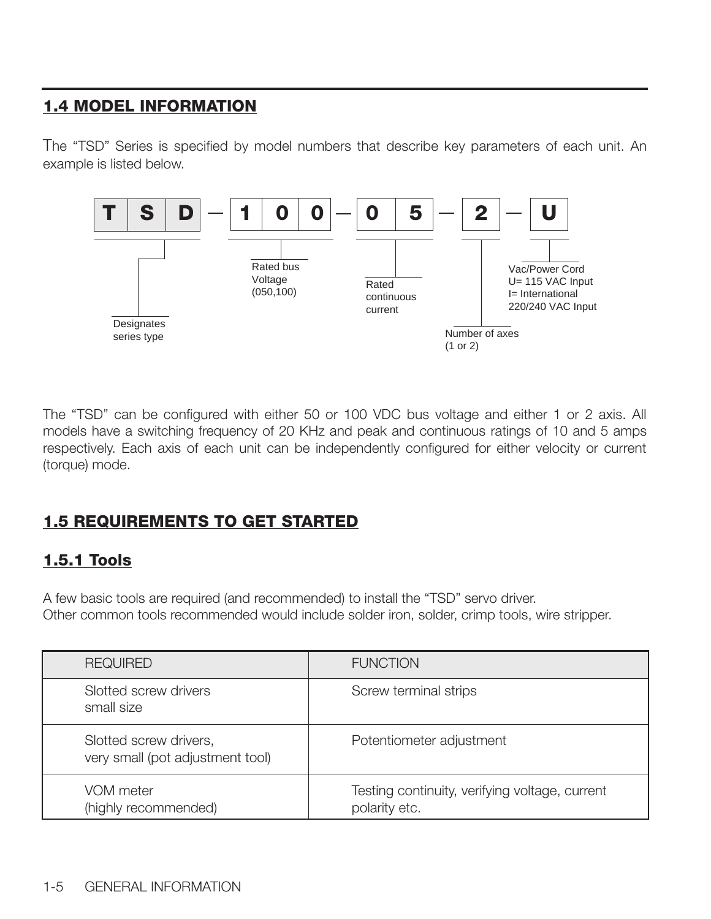## 1.4 MODEL INFORMATION

The "TSD" Series is specified by model numbers that describe key parameters of each unit. An example is listed below.

T S D — 1 0 0 — 0 5 — 2 — U

Designates series type

Rated bus Voltage (050,100)

Rated continuous current

Number of axes (1 or 2)

Vac/Power Cord
U= 115 VAC Input
I= International 220/240 VAC Input

The "TSD" can be configured with either 50 or 100 VDC bus voltage and either 1 or 2 axis. All models have a switching frequency of 20 KHz and peak and continuous ratings of 10 and 5 amps respectively. Each axis of each unit can be independently configured for either velocity or current (torque) mode.

## 1.5 REQUIREMENTS TO GET STARTED

### 1.5.1 Tools

A few basic tools are required (and recommended) to install the "TSD" servo driver.
Other common tools recommended would include solder iron, solder, crimp tools, wire stripper.

| REQUIRED | FUNCTION |
|---|---|
| Slotted screw drivers small size | Screw terminal strips |
| Slotted screw drivers, very small (pot adjustment tool) | Potentiometer adjustment |
| VOM meter (highly recommended) | Testing continuity, verifying voltage, current polarity etc. |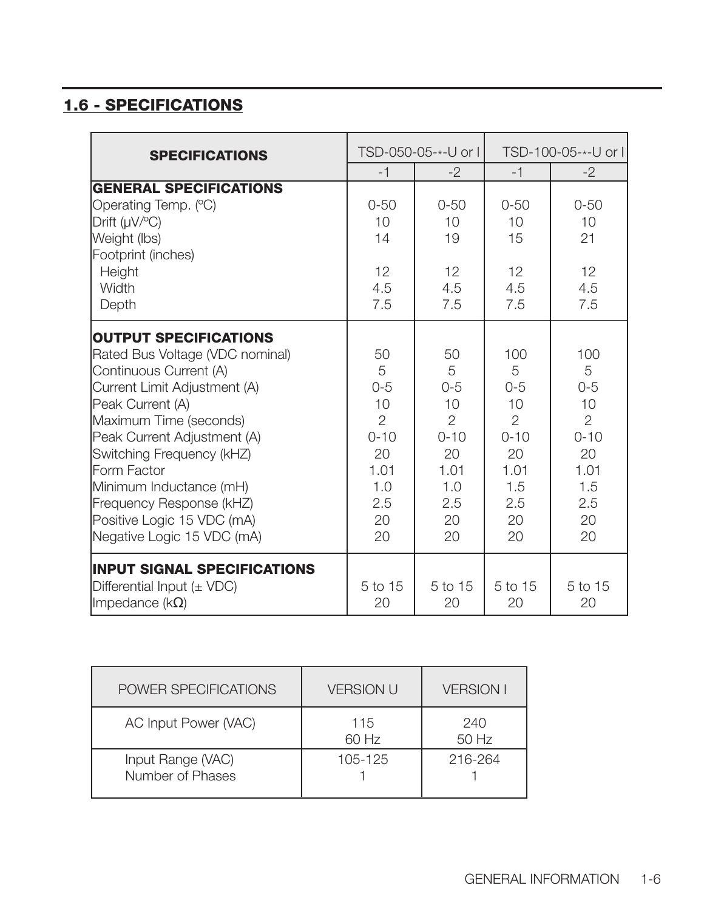## 1.6 - SPECIFICATIONS

| SPECIFICATIONS | TSD-050-05-*-U or I | | TSD-100-05-*-U or I | |
|---|---|---|---|---|
| | -1 | -2 | -1 | -2 |
| **GENERAL SPECIFICATIONS** | | | | |
| Operating Temp. (ºC) | 0-50 | 0-50 | 0-50 | 0-50 |
| Drift (μV/ºC) | 10 | 10 | 10 | 10 |
| Weight (lbs) | 14 | 19 | 15 | 21 |
| Footprint (inches) | | | | |
| Height | 12 | 12 | 12 | 12 |
| Width | 4.5 | 4.5 | 4.5 | 4.5 |
| Depth | 7.5 | 7.5 | 7.5 | 7.5 |
| **OUTPUT SPECIFICATIONS** | | | | |
| Rated Bus Voltage (VDC nominal) | 50 | 50 | 100 | 100 |
| Continuous Current (A) | 5 | 5 | 5 | 5 |
| Current Limit Adjustment (A) | 0-5 | 0-5 | 0-5 | 0-5 |
| Peak Current (A) | 10 | 10 | 10 | 10 |
| Maximum Time (seconds) | 2 | 2 | 2 | 2 |
| Peak Current Adjustment (A) | 0-10 | 0-10 | 0-10 | 0-10 |
| Switching Frequency (kHZ) | 20 | 20 | 20 | 20 |
| Form Factor | 1.01 | 1.01 | 1.01 | 1.01 |
| Minimum Inductance (mH) | 1.0 | 1.0 | 1.5 | 1.5 |
| Frequency Response (kHZ) | 2.5 | 2.5 | 2.5 | 2.5 |
| Positive Logic 15 VDC (mA) | 20 | 20 | 20 | 20 |
| Negative Logic 15 VDC (mA) | 20 | 20 | 20 | 20 |
| **INPUT SIGNAL SPECIFICATIONS** | | | | |
| Differential Input (± VDC) | 5 to 15 | 5 to 15 | 5 to 15 | 5 to 15 |
| Impedance (kΩ) | 20 | 20 | 20 | 20 |

| POWER SPECIFICATIONS | VERSION U | VERSION I |
|---|---|---|
| AC Input Power (VAC) | 115<br>60 Hz | 240<br>50 Hz |
| Input Range (VAC) | 105-125 | 216-264 |
| Number of Phases | 1 | 1 |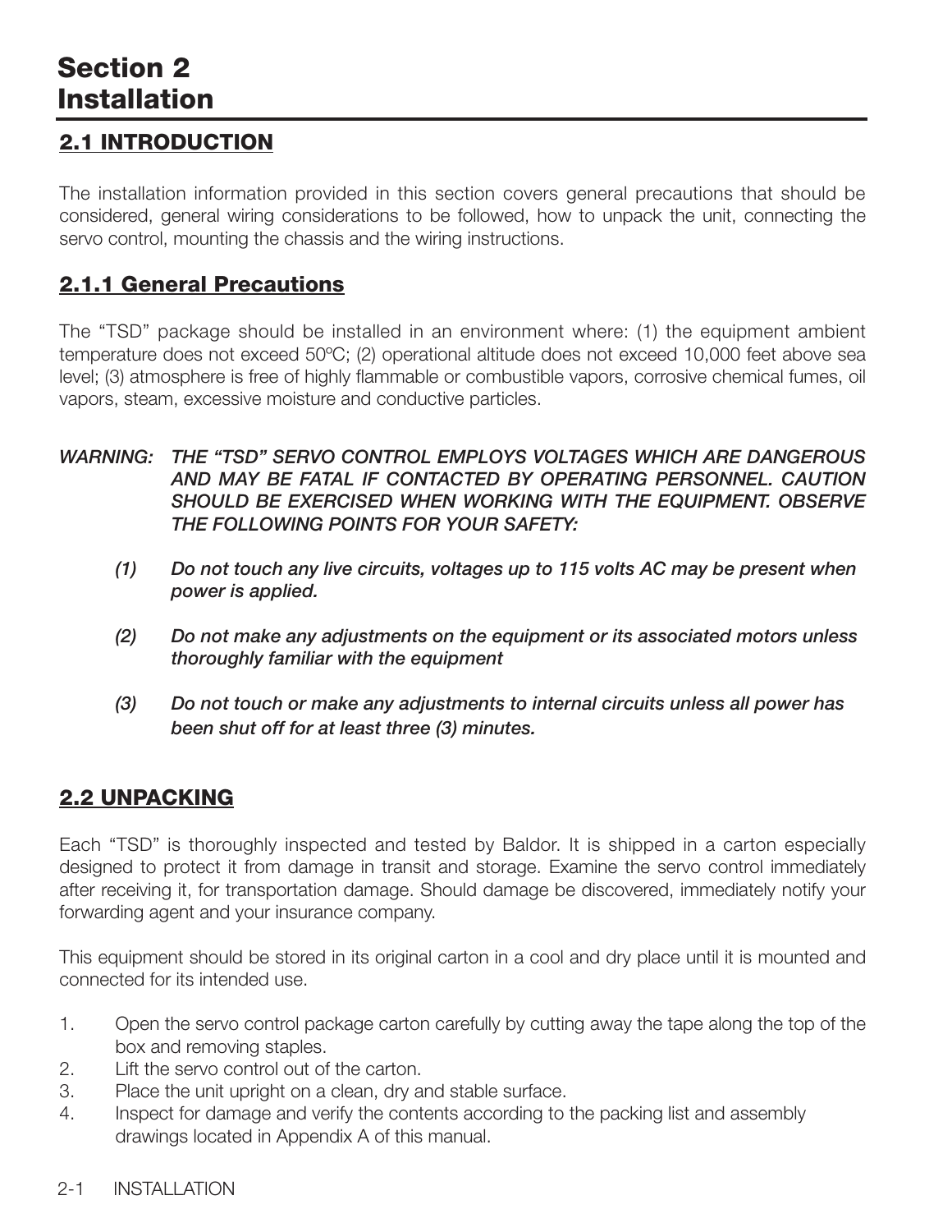# Section 2 Installation

## 2.1 INTRODUCTION

The installation information provided in this section covers general precautions that should be considered, general wiring considerations to be followed, how to unpack the unit, connecting the servo control, mounting the chassis and the wiring instructions.

### 2.1.1 General Precautions

The "TSD" package should be installed in an environment where: (1) the equipment ambient temperature does not exceed 50ºC; (2) operational altitude does not exceed 10,000 feet above sea level; (3) atmosphere is free of highly flammable or combustible vapors, corrosive chemical fumes, oil vapors, steam, excessive moisture and conductive particles.

***WARNING: THE "TSD" SERVO CONTROL EMPLOYS VOLTAGES WHICH ARE DANGEROUS AND MAY BE FATAL IF CONTACTED BY OPERATING PERSONNEL. CAUTION SHOULD BE EXERCISED WHEN WORKING WITH THE EQUIPMENT. OBSERVE THE FOLLOWING POINTS FOR YOUR SAFETY:***

***(1) Do not touch any live circuits, voltages up to 115 volts AC may be present when power is applied.***

***(2) Do not make any adjustments on the equipment or its associated motors unless thoroughly familiar with the equipment***

***(3) Do not touch or make any adjustments to internal circuits unless all power has been shut off for at least three (3) minutes.***

## 2.2 UNPACKING

Each "TSD" is thoroughly inspected and tested by Baldor. It is shipped in a carton especially designed to protect it from damage in transit and storage. Examine the servo control immediately after receiving it, for transportation damage. Should damage be discovered, immediately notify your forwarding agent and your insurance company.

This equipment should be stored in its original carton in a cool and dry place until it is mounted and connected for its intended use.

1. Open the servo control package carton carefully by cutting away the tape along the top of the box and removing staples.
2. Lift the servo control out of the carton.
3. Place the unit upright on a clean, dry and stable surface.
4. Inspect for damage and verify the contents according to the packing list and assembly drawings located in Appendix A of this manual.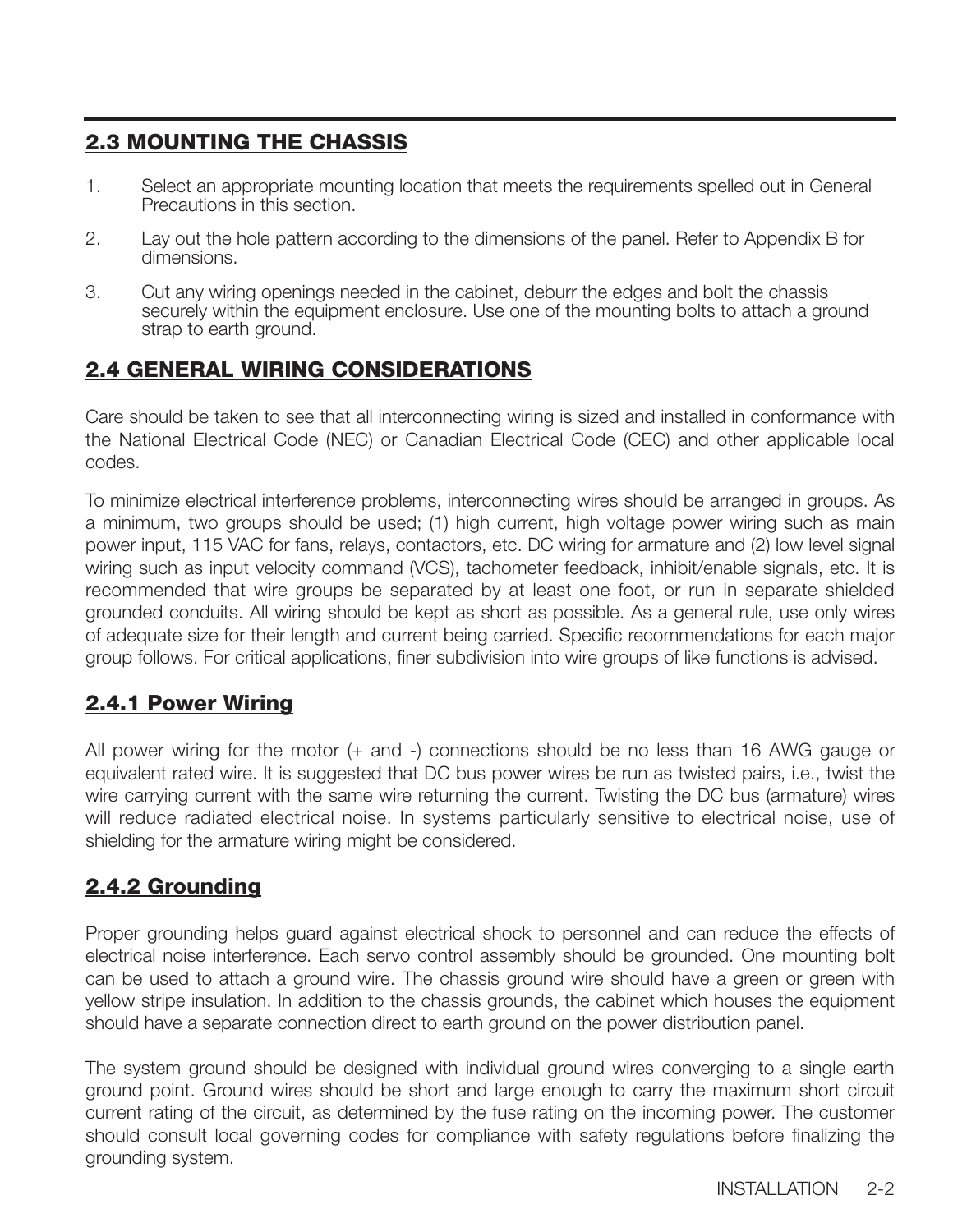## 2.3 MOUNTING THE CHASSIS

1. Select an appropriate mounting location that meets the requirements spelled out in General Precautions in this section.
2. Lay out the hole pattern according to the dimensions of the panel. Refer to Appendix B for dimensions.
3. Cut any wiring openings needed in the cabinet, deburr the edges and bolt the chassis securely within the equipment enclosure. Use one of the mounting bolts to attach a ground strap to earth ground.

## 2.4 GENERAL WIRING CONSIDERATIONS

Care should be taken to see that all interconnecting wiring is sized and installed in conformance with the National Electrical Code (NEC) or Canadian Electrical Code (CEC) and other applicable local codes.

To minimize electrical interference problems, interconnecting wires should be arranged in groups. As a minimum, two groups should be used; (1) high current, high voltage power wiring such as main power input, 115 VAC for fans, relays, contactors, etc. DC wiring for armature and (2) low level signal wiring such as input velocity command (VCS), tachometer feedback, inhibit/enable signals, etc. It is recommended that wire groups be separated by at least one foot, or run in separate shielded grounded conduits. All wiring should be kept as short as possible. As a general rule, use only wires of adequate size for their length and current being carried. Specific recommendations for each major group follows. For critical applications, finer subdivision into wire groups of like functions is advised.

### 2.4.1 Power Wiring

All power wiring for the motor (+ and -) connections should be no less than 16 AWG gauge or equivalent rated wire. It is suggested that DC bus power wires be run as twisted pairs, i.e., twist the wire carrying current with the same wire returning the current. Twisting the DC bus (armature) wires will reduce radiated electrical noise. In systems particularly sensitive to electrical noise, use of shielding for the armature wiring might be considered.

### 2.4.2 Grounding

Proper grounding helps guard against electrical shock to personnel and can reduce the effects of electrical noise interference. Each servo control assembly should be grounded. One mounting bolt can be used to attach a ground wire. The chassis ground wire should have a green or green with yellow stripe insulation. In addition to the chassis grounds, the cabinet which houses the equipment should have a separate connection direct to earth ground on the power distribution panel.

The system ground should be designed with individual ground wires converging to a single earth ground point. Ground wires should be short and large enough to carry the maximum short circuit current rating of the circuit, as determined by the fuse rating on the incoming power. The customer should consult local governing codes for compliance with safety regulations before finalizing the grounding system.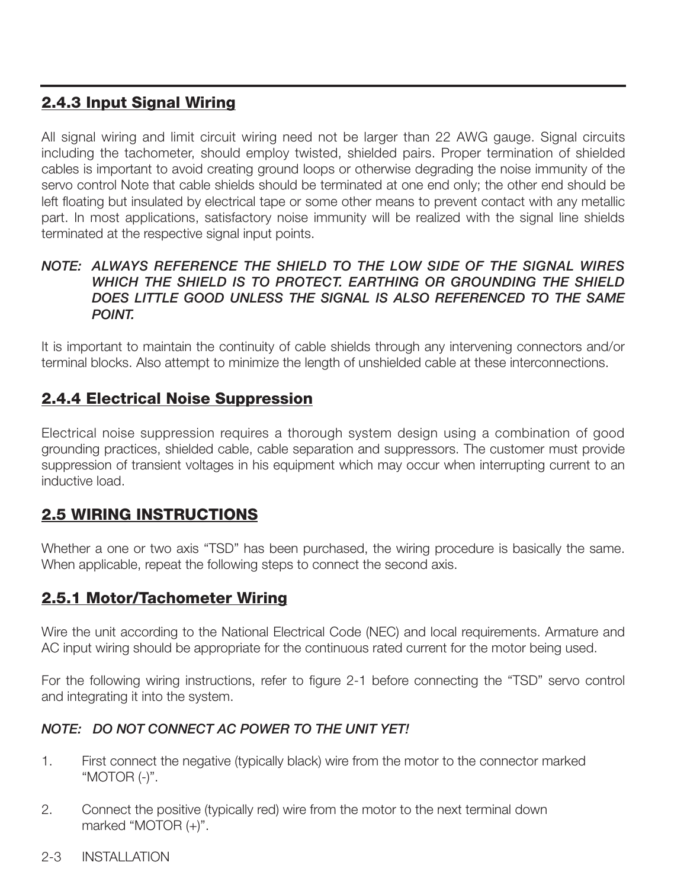## 2.4.3 Input Signal Wiring

All signal wiring and limit circuit wiring need not be larger than 22 AWG gauge. Signal circuits including the tachometer, should employ twisted, shielded pairs. Proper termination of shielded cables is important to avoid creating ground loops or otherwise degrading the noise immunity of the servo control Note that cable shields should be terminated at one end only; the other end should be left floating but insulated by electrical tape or some other means to prevent contact with any metallic part. In most applications, satisfactory noise immunity will be realized with the signal line shields terminated at the respective signal input points.

***NOTE: ALWAYS REFERENCE THE SHIELD TO THE LOW SIDE OF THE SIGNAL WIRES WHICH THE SHIELD IS TO PROTECT. EARTHING OR GROUNDING THE SHIELD DOES LITTLE GOOD UNLESS THE SIGNAL IS ALSO REFERENCED TO THE SAME POINT.***

It is important to maintain the continuity of cable shields through any intervening connectors and/or terminal blocks. Also attempt to minimize the length of unshielded cable at these interconnections.

## 2.4.4 Electrical Noise Suppression

Electrical noise suppression requires a thorough system design using a combination of good grounding practices, shielded cable, cable separation and suppressors. The customer must provide suppression of transient voltages in his equipment which may occur when interrupting current to an inductive load.

## 2.5 WIRING INSTRUCTIONS

Whether a one or two axis "TSD" has been purchased, the wiring procedure is basically the same. When applicable, repeat the following steps to connect the second axis.

## 2.5.1 Motor/Tachometer Wiring

Wire the unit according to the National Electrical Code (NEC) and local requirements. Armature and AC input wiring should be appropriate for the continuous rated current for the motor being used.

For the following wiring instructions, refer to figure 2-1 before connecting the "TSD" servo control and integrating it into the system.

***NOTE: DO NOT CONNECT AC POWER TO THE UNIT YET!***

1. First connect the negative (typically black) wire from the motor to the connector marked "MOTOR (-)".

2. Connect the positive (typically red) wire from the motor to the next terminal down marked "MOTOR (+)".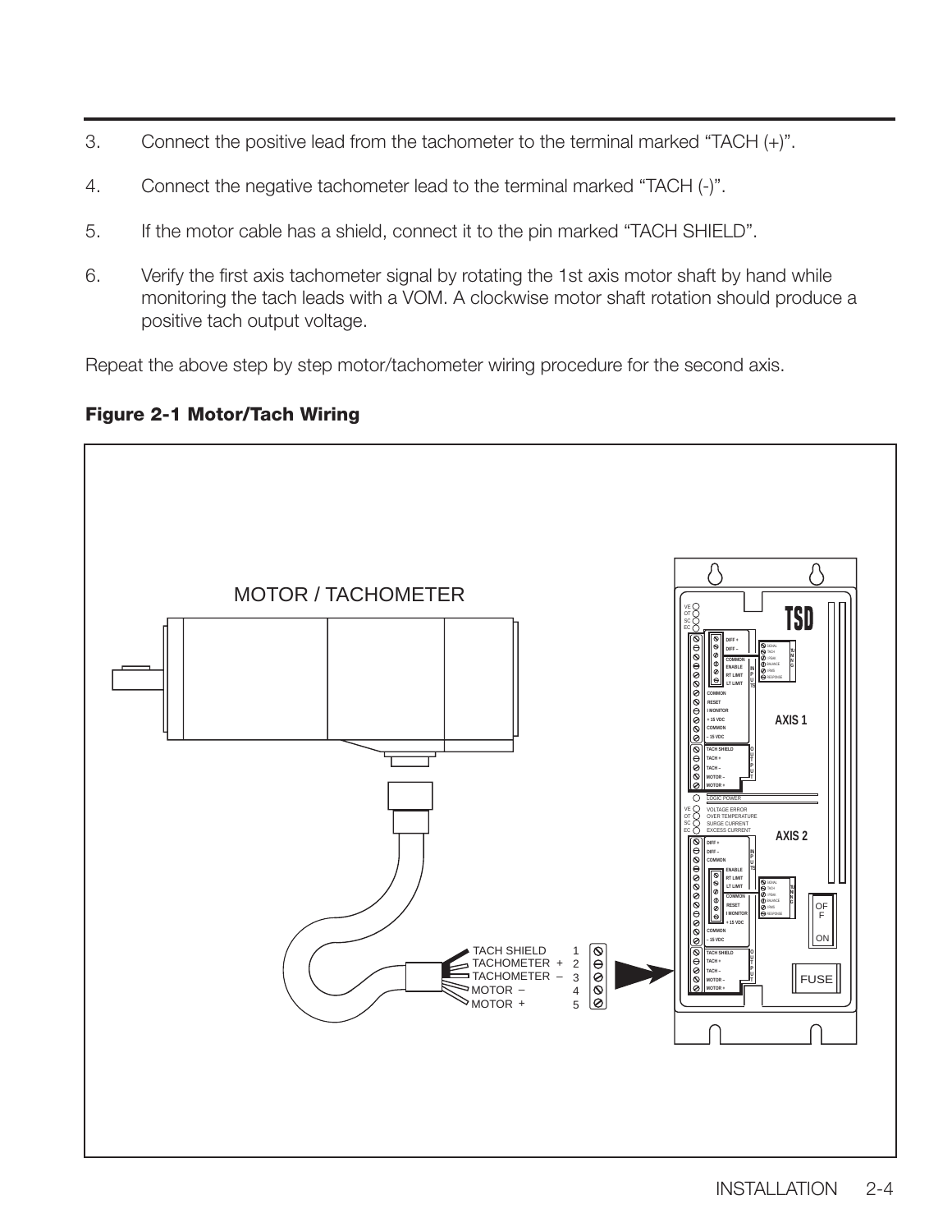3. Connect the positive lead from the tachometer to the terminal marked “TACH (+)”.

4. Connect the negative tachometer lead to the terminal marked “TACH (-)”.

5. If the motor cable has a shield, connect it to the pin marked “TACH SHIELD”.

6. Verify the first axis tachometer signal by rotating the 1st axis motor shaft by hand while monitoring the tach leads with a VOM. A clockwise motor shaft rotation should produce a positive tach output voltage.

Repeat the above step by step motor/tachometer wiring procedure for the second axis.

**Figure 2-1 Motor/Tach Wiring**

MOTOR / TACHOMETER

TACH SHIELD 1
TACHOMETER + 2
TACHOMETER – 3
MOTOR – 4
MOTOR + 5

TSD

AXIS 1

AXIS 2

DIFF +
DIFF –
COMMON
ENABLE
RT LIMIT
LT LIMIT
COMMON
RESET
I MONITOR
+ 15 VDC
COMMON
– 15 VDC
TACH SHIELD
TACH +
TACH –
MOTOR –
MOTOR +

LOGIC POWER
VOLTAGE ERROR
OVER TEMPERATURE
SURGE CURRENT
EXCESS CURRENT

OFF
ON

FUSE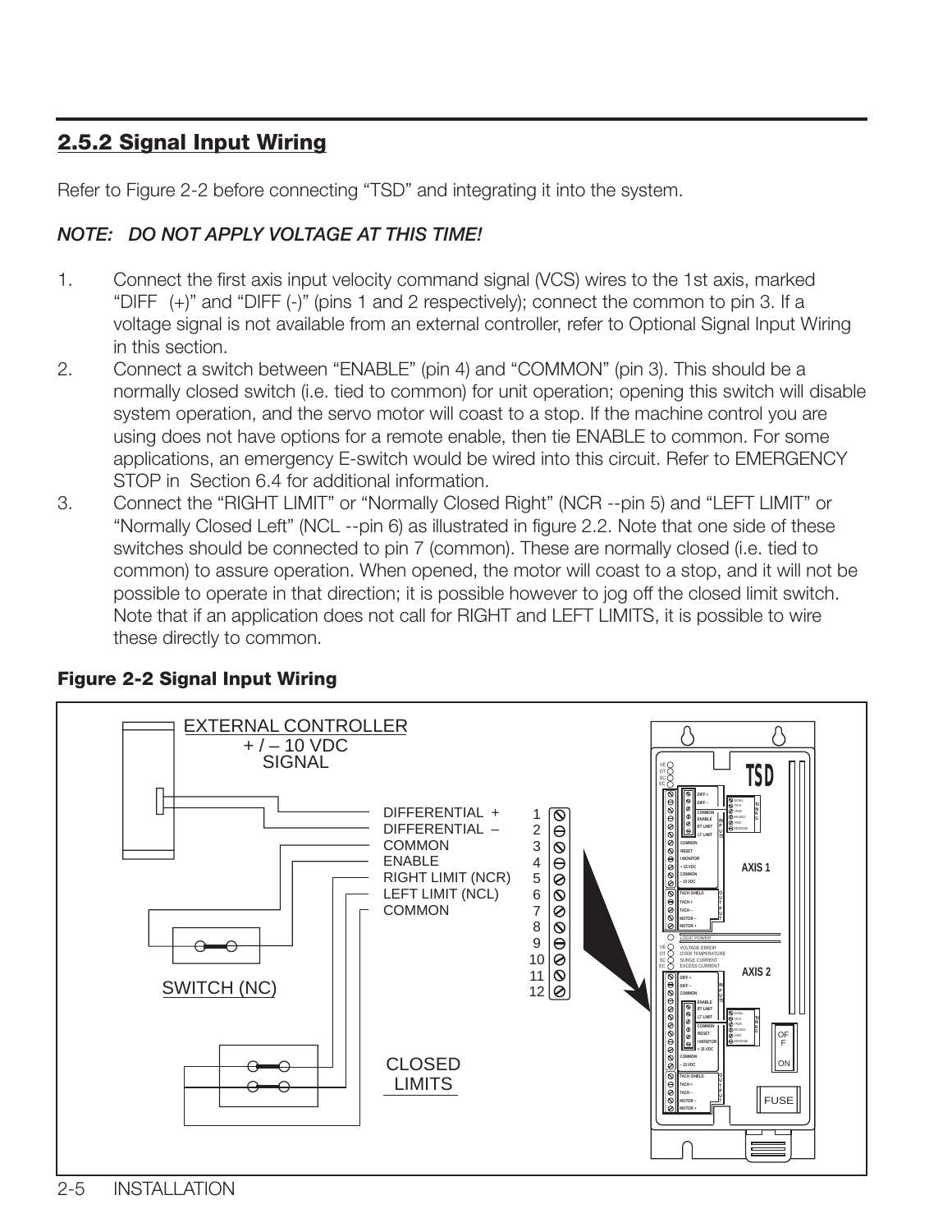## 2.5.2 Signal Input Wiring

Refer to Figure 2-2 before connecting “TSD” and integrating it into the system.

*NOTE: DO NOT APPLY VOLTAGE AT THIS TIME!*

1. Connect the first axis input velocity command signal (VCS) wires to the 1st axis, marked “DIFF (+)” and “DIFF (-)” (pins 1 and 2 respectively); connect the common to pin 3. If a voltage signal is not available from an external controller, refer to Optional Signal Input Wiring in this section.
2. Connect a switch between “ENABLE” (pin 4) and “COMMON” (pin 3). This should be a normally closed switch (i.e. tied to common) for unit operation; opening this switch will disable system operation, and the servo motor will coast to a stop. If the machine control you are using does not have options for a remote enable, then tie ENABLE to common. For some applications, an emergency E-switch would be wired into this circuit. Refer to EMERGENCY STOP in Section 6.4 for additional information.
3. Connect the “RIGHT LIMIT” or “Normally Closed Right” (NCR --pin 5) and “LEFT LIMIT” or “Normally Closed Left” (NCL --pin 6) as illustrated in figure 2.2. Note that one side of these switches should be connected to pin 7 (common). These are normally closed (i.e. tied to common) to assure operation. When opened, the motor will coast to a stop, and it will not be possible to operate in that direction; it is possible however to jog off the closed limit switch. Note that if an application does not call for RIGHT and LEFT LIMITS, it is possible to wire these directly to common.

**Figure 2-2 Signal Input Wiring**

EXTERNAL CONTROLLER
+ / – 10 VDC
SIGNAL

DIFFERENTIAL +
DIFFERENTIAL –
COMMON
ENABLE
RIGHT LIMIT (NCR)
LEFT LIMIT (NCL)
COMMON

1 2 3 4 5 6 7 8 9 10 11 12

SWITCH (NC)

CLOSED LIMITS

TSD

AXIS 1

AXIS 2

OFF
ON

FUSE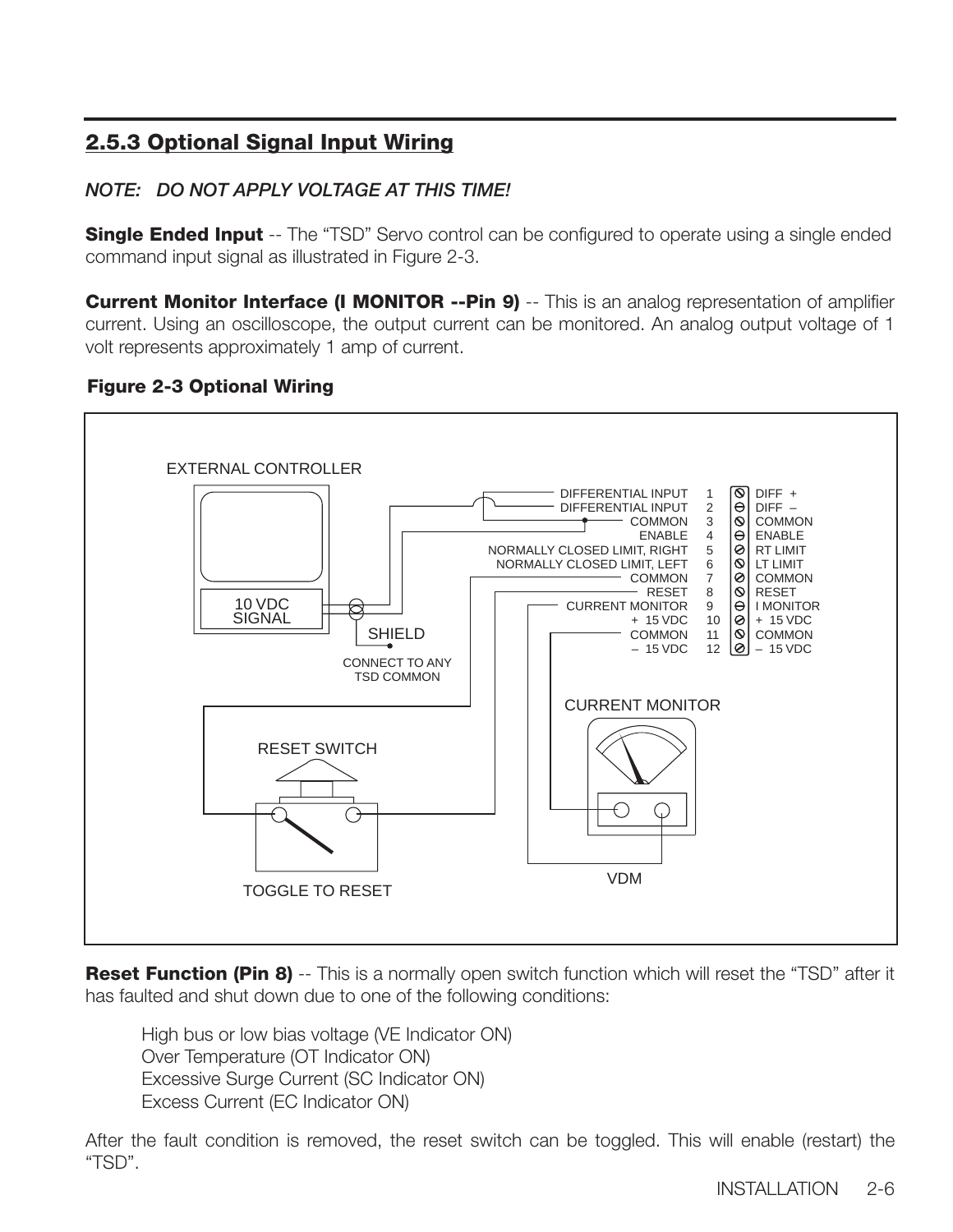## 2.5.3 Optional Signal Input Wiring

*NOTE: DO NOT APPLY VOLTAGE AT THIS TIME!*

**Single Ended Input** -- The “TSD” Servo control can be configured to operate using a single ended command input signal as illustrated in Figure 2-3.

**Current Monitor Interface (I MONITOR --Pin 9)** -- This is an analog representation of amplifier current. Using an oscilloscope, the output current can be monitored. An analog output voltage of 1 volt represents approximately 1 amp of current.

**Figure 2-3 Optional Wiring**

EXTERNAL CONTROLLER

10 VDC SIGNAL

SHIELD

CONNECT TO ANY TSD COMMON

DIFFERENTIAL INPUT 1 DIFF +
DIFFERENTIAL INPUT 2 DIFF –
COMMON 3 COMMON
ENABLE 4 ENABLE
NORMALLY CLOSED LIMIT, RIGHT 5 RT LIMIT
NORMALLY CLOSED LIMIT, LEFT 6 LT LIMIT
COMMON 7 COMMON
RESET 8 RESET
CURRENT MONITOR 9 I MONITOR
+ 15 VDC 10 + 15 VDC
COMMON 11 COMMON
– 15 VDC 12 – 15 VDC

RESET SWITCH

TOGGLE TO RESET

CURRENT MONITOR

VDM

**Reset Function (Pin 8)** -- This is a normally open switch function which will reset the “TSD” after it has faulted and shut down due to one of the following conditions:

High bus or low bias voltage (VE Indicator ON)
Over Temperature (OT Indicator ON)
Excessive Surge Current (SC Indicator ON)
Excess Current (EC Indicator ON)

After the fault condition is removed, the reset switch can be toggled. This will enable (restart) the “TSD”.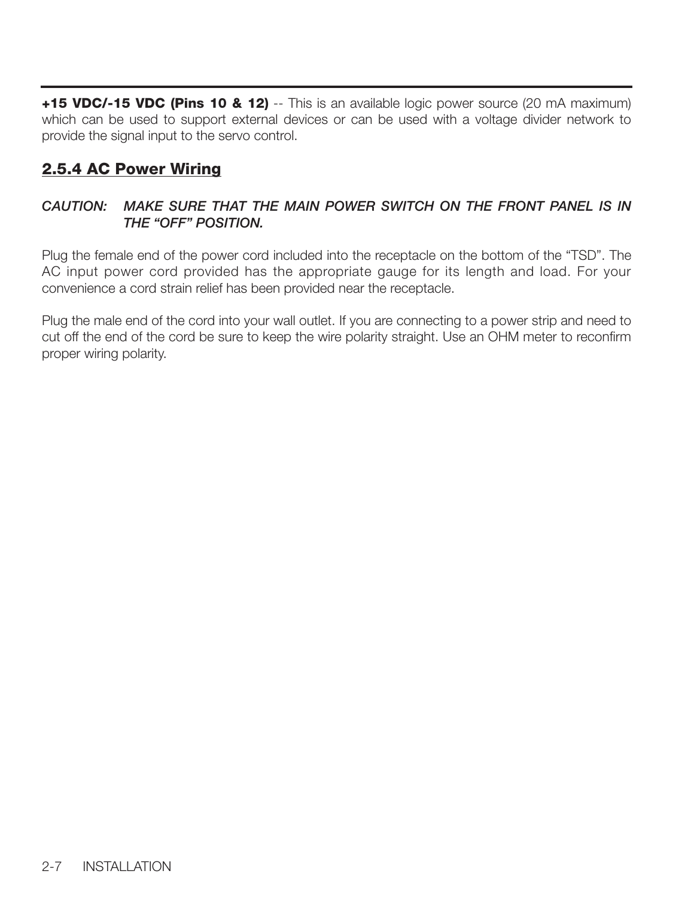**+15 VDC/-15 VDC (Pins 10 & 12)** -- This is an available logic power source (20 mA maximum) which can be used to support external devices or can be used with a voltage divider network to provide the signal input to the servo control.

## 2.5.4 AC Power Wiring

*CAUTION: MAKE SURE THAT THE MAIN POWER SWITCH ON THE FRONT PANEL IS IN THE "OFF" POSITION.*

Plug the female end of the power cord included into the receptacle on the bottom of the "TSD". The AC input power cord provided has the appropriate gauge for its length and load. For your convenience a cord strain relief has been provided near the receptacle.

Plug the male end of the cord into your wall outlet. If you are connecting to a power strip and need to cut off the end of the cord be sure to keep the wire polarity straight. Use an OHM meter to reconfirm proper wiring polarity.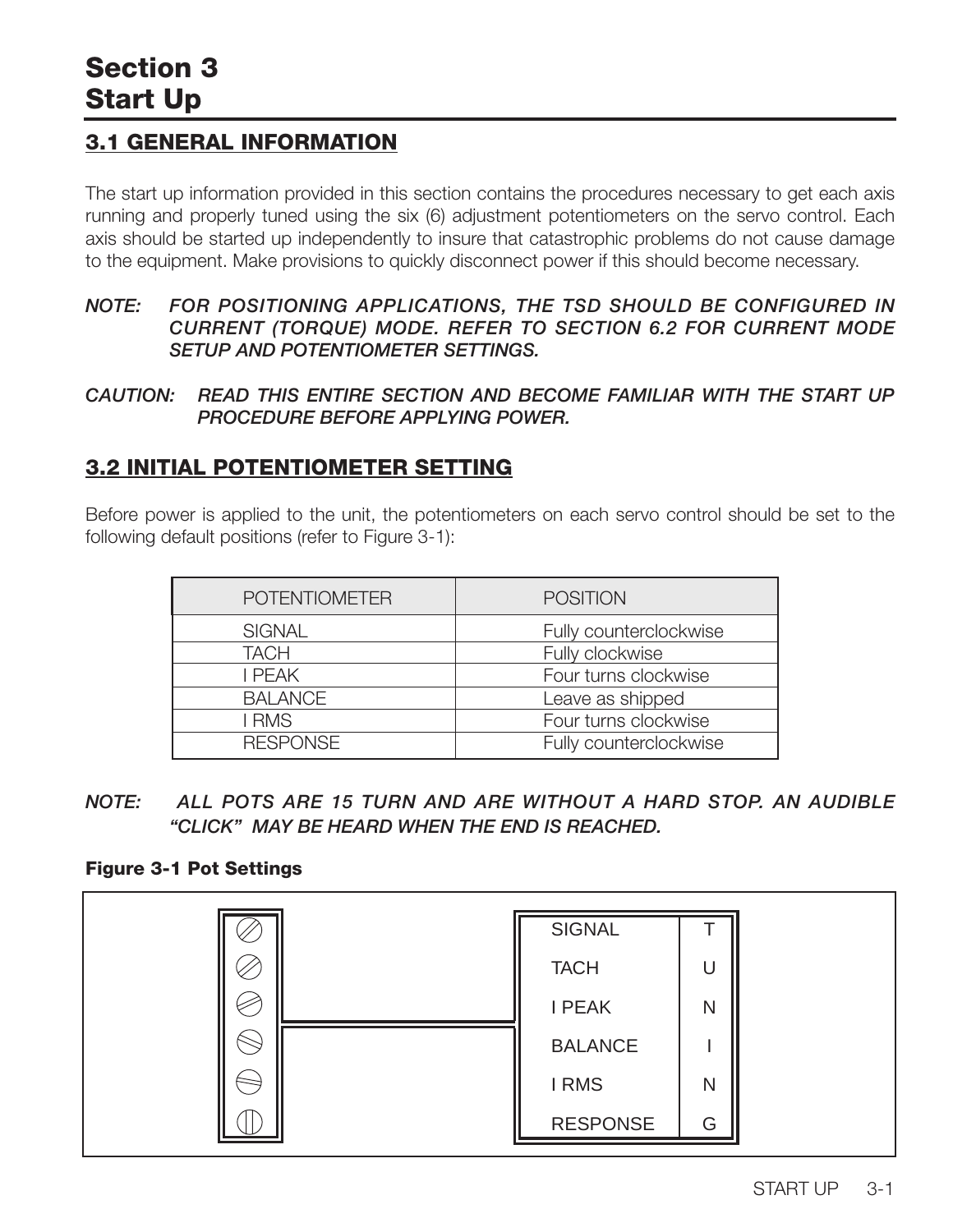# Section 3
# Start Up

## 3.1 GENERAL INFORMATION

The start up information provided in this section contains the procedures necessary to get each axis running and properly tuned using the six (6) adjustment potentiometers on the servo control. Each axis should be started up independently to insure that catastrophic problems do not cause damage to the equipment. Make provisions to quickly disconnect power if this should become necessary.

***NOTE: FOR POSITIONING APPLICATIONS, THE TSD SHOULD BE CONFIGURED IN CURRENT (TORQUE) MODE. REFER TO SECTION 6.2 FOR CURRENT MODE SETUP AND POTENTIOMETER SETTINGS.***

***CAUTION: READ THIS ENTIRE SECTION AND BECOME FAMILIAR WITH THE START UP PROCEDURE BEFORE APPLYING POWER.***

## 3.2 INITIAL POTENTIOMETER SETTING

Before power is applied to the unit, the potentiometers on each servo control should be set to the following default positions (refer to Figure 3-1):

| POTENTIOMETER | POSITION |
|---|---|
| SIGNAL | Fully counterclockwise |
| TACH | Fully clockwise |
| I PEAK | Four turns clockwise |
| BALANCE | Leave as shipped |
| I RMS | Four turns clockwise |
| RESPONSE | Fully counterclockwise |

***NOTE: ALL POTS ARE 15 TURN AND ARE WITHOUT A HARD STOP. AN AUDIBLE "CLICK" MAY BE HEARD WHEN THE END IS REACHED.***

**Figure 3-1 Pot Settings**

| | |
|---|---|
| SIGNAL | T |
| TACH | U |
| I PEAK | N |
| BALANCE | I |
| I RMS | N |
| RESPONSE | G |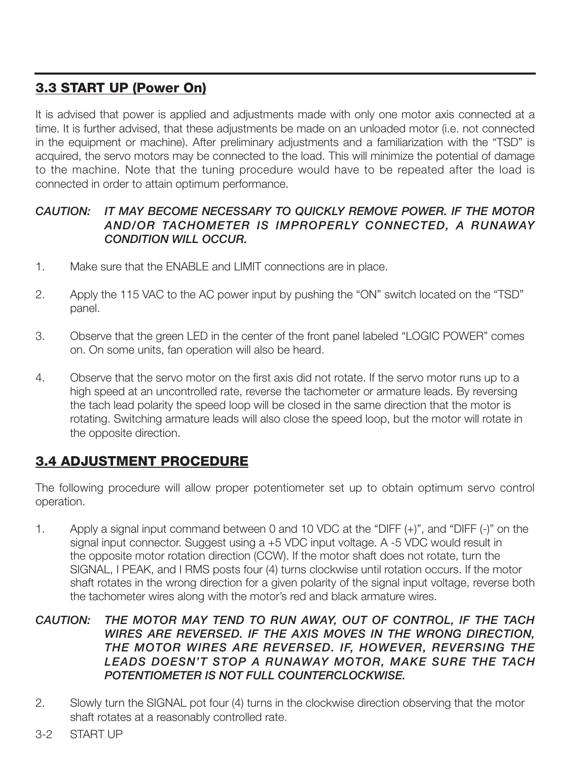## 3.3 START UP (Power On)

It is advised that power is applied and adjustments made with only one motor axis connected at a time. It is further advised, that these adjustments be made on an unloaded motor (i.e. not connected in the equipment or machine). After preliminary adjustments and a familiarization with the "TSD" is acquired, the servo motors may be connected to the load. This will minimize the potential of damage to the machine. Note that the tuning procedure would have to be repeated after the load is connected in order to attain optimum performance.

***CAUTION: IT MAY BECOME NECESSARY TO QUICKLY REMOVE POWER. IF THE MOTOR AND/OR TACHOMETER IS IMPROPERLY CONNECTED, A RUNAWAY CONDITION WILL OCCUR.***

1. Make sure that the ENABLE and LIMIT connections are in place.
2. Apply the 115 VAC to the AC power input by pushing the "ON" switch located on the "TSD" panel.
3. Observe that the green LED in the center of the front panel labeled "LOGIC POWER" comes on. On some units, fan operation will also be heard.
4. Observe that the servo motor on the first axis did not rotate. If the servo motor runs up to a high speed at an uncontrolled rate, reverse the tachometer or armature leads. By reversing the tach lead polarity the speed loop will be closed in the same direction that the motor is rotating. Switching armature leads will also close the speed loop, but the motor will rotate in the opposite direction.

## 3.4 ADJUSTMENT PROCEDURE

The following procedure will allow proper potentiometer set up to obtain optimum servo control operation.

1. Apply a signal input command between 0 and 10 VDC at the "DIFF (+)", and "DIFF (-)" on the signal input connector. Suggest using a +5 VDC input voltage. A -5 VDC would result in the opposite motor rotation direction (CCW). If the motor shaft does not rotate, turn the SIGNAL, I PEAK, and I RMS posts four (4) turns clockwise until rotation occurs. If the motor shaft rotates in the wrong direction for a given polarity of the signal input voltage, reverse both the tachometer wires along with the motor's red and black armature wires.

***CAUTION: THE MOTOR MAY TEND TO RUN AWAY, OUT OF CONTROL, IF THE TACH WIRES ARE REVERSED. IF THE AXIS MOVES IN THE WRONG DIRECTION, THE MOTOR WIRES ARE REVERSED. IF, HOWEVER, REVERSING THE LEADS DOESN'T STOP A RUNAWAY MOTOR, MAKE SURE THE TACH POTENTIOMETER IS NOT FULL COUNTERCLOCKWISE.***

2. Slowly turn the SIGNAL pot four (4) turns in the clockwise direction observing that the motor shaft rotates at a reasonably controlled rate.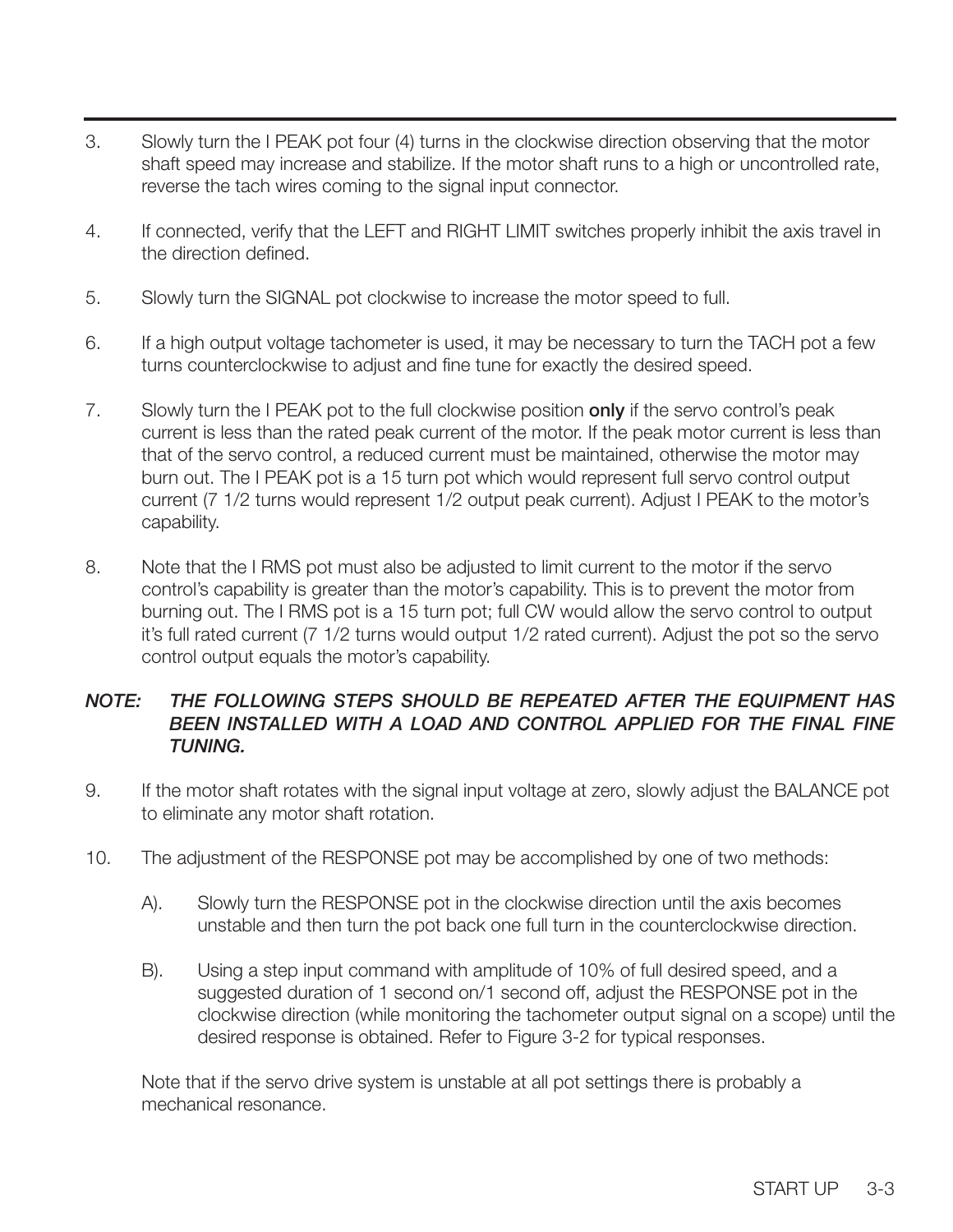3. Slowly turn the I PEAK pot four (4) turns in the clockwise direction observing that the motor shaft speed may increase and stabilize. If the motor shaft runs to a high or uncontrolled rate, reverse the tach wires coming to the signal input connector.

4. If connected, verify that the LEFT and RIGHT LIMIT switches properly inhibit the axis travel in the direction defined.

5. Slowly turn the SIGNAL pot clockwise to increase the motor speed to full.

6. If a high output voltage tachometer is used, it may be necessary to turn the TACH pot a few turns counterclockwise to adjust and fine tune for exactly the desired speed.

7. Slowly turn the I PEAK pot to the full clockwise position **only** if the servo control's peak current is less than the rated peak current of the motor. If the peak motor current is less than that of the servo control, a reduced current must be maintained, otherwise the motor may burn out. The I PEAK pot is a 15 turn pot which would represent full servo control output current (7 1/2 turns would represent 1/2 output peak current). Adjust I PEAK to the motor's capability.

8. Note that the I RMS pot must also be adjusted to limit current to the motor if the servo control's capability is greater than the motor's capability. This is to prevent the motor from burning out. The I RMS pot is a 15 turn pot; full CW would allow the servo control to output it's full rated current (7 1/2 turns would output 1/2 rated current). Adjust the pot so the servo control output equals the motor's capability.

***NOTE: THE FOLLOWING STEPS SHOULD BE REPEATED AFTER THE EQUIPMENT HAS BEEN INSTALLED WITH A LOAD AND CONTROL APPLIED FOR THE FINAL FINE TUNING.***

9. If the motor shaft rotates with the signal input voltage at zero, slowly adjust the BALANCE pot to eliminate any motor shaft rotation.

10. The adjustment of the RESPONSE pot may be accomplished by one of two methods:

    A). Slowly turn the RESPONSE pot in the clockwise direction until the axis becomes unstable and then turn the pot back one full turn in the counterclockwise direction.

    B). Using a step input command with amplitude of 10% of full desired speed, and a suggested duration of 1 second on/1 second off, adjust the RESPONSE pot in the clockwise direction (while monitoring the tachometer output signal on a scope) until the desired response is obtained. Refer to Figure 3-2 for typical responses.

    Note that if the servo drive system is unstable at all pot settings there is probably a mechanical resonance.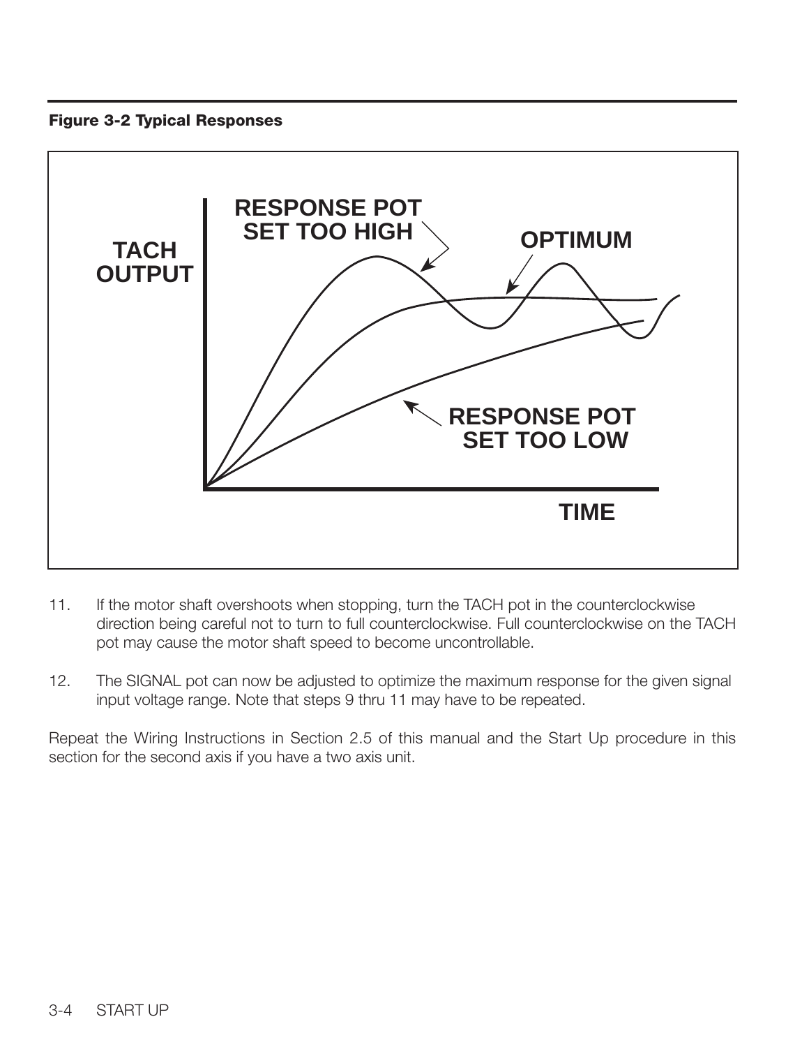**Figure 3-2 Typical Responses**

RESPONSE POT
SET TOO HIGH

OPTIMUM

TACH
OUTPUT

RESPONSE POT
SET TOO LOW

TIME

11. If the motor shaft overshoots when stopping, turn the TACH pot in the counterclockwise direction being careful not to turn to full counterclockwise. Full counterclockwise on the TACH pot may cause the motor shaft speed to become uncontrollable.

12. The SIGNAL pot can now be adjusted to optimize the maximum response for the given signal input voltage range. Note that steps 9 thru 11 may have to be repeated.

Repeat the Wiring Instructions in Section 2.5 of this manual and the Start Up procedure in this section for the second axis if you have a two axis unit.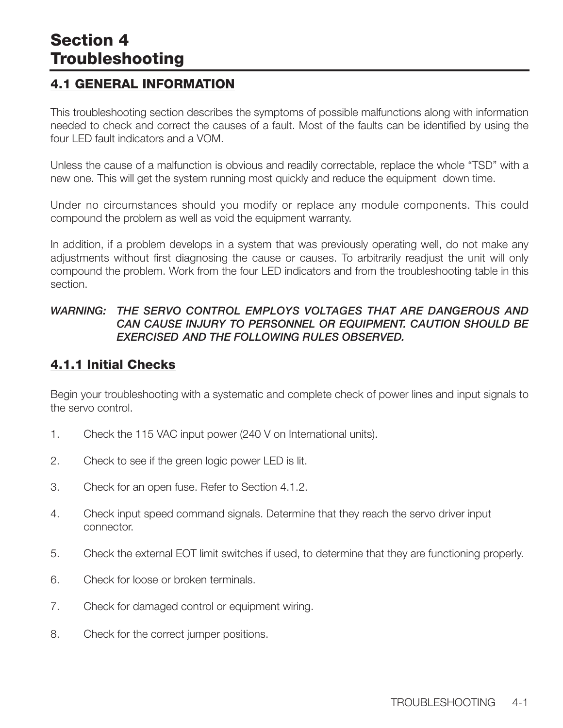# Section 4 Troubleshooting

## 4.1 GENERAL INFORMATION

This troubleshooting section describes the symptoms of possible malfunctions along with information needed to check and correct the causes of a fault. Most of the faults can be identified by using the four LED fault indicators and a VOM.

Unless the cause of a malfunction is obvious and readily correctable, replace the whole "TSD" with a new one. This will get the system running most quickly and reduce the equipment down time.

Under no circumstances should you modify or replace any module components. This could compound the problem as well as void the equipment warranty.

In addition, if a problem develops in a system that was previously operating well, do not make any adjustments without first diagnosing the cause or causes. To arbitrarily readjust the unit will only compound the problem. Work from the four LED indicators and from the troubleshooting table in this section.

***WARNING: THE SERVO CONTROL EMPLOYS VOLTAGES THAT ARE DANGEROUS AND CAN CAUSE INJURY TO PERSONNEL OR EQUIPMENT. CAUTION SHOULD BE EXERCISED AND THE FOLLOWING RULES OBSERVED.***

### 4.1.1 Initial Checks

Begin your troubleshooting with a systematic and complete check of power lines and input signals to the servo control.

1. Check the 115 VAC input power (240 V on International units).
2. Check to see if the green logic power LED is lit.
3. Check for an open fuse. Refer to Section 4.1.2.
4. Check input speed command signals. Determine that they reach the servo driver input connector.
5. Check the external EOT limit switches if used, to determine that they are functioning properly.
6. Check for loose or broken terminals.
7. Check for damaged control or equipment wiring.
8. Check for the correct jumper positions.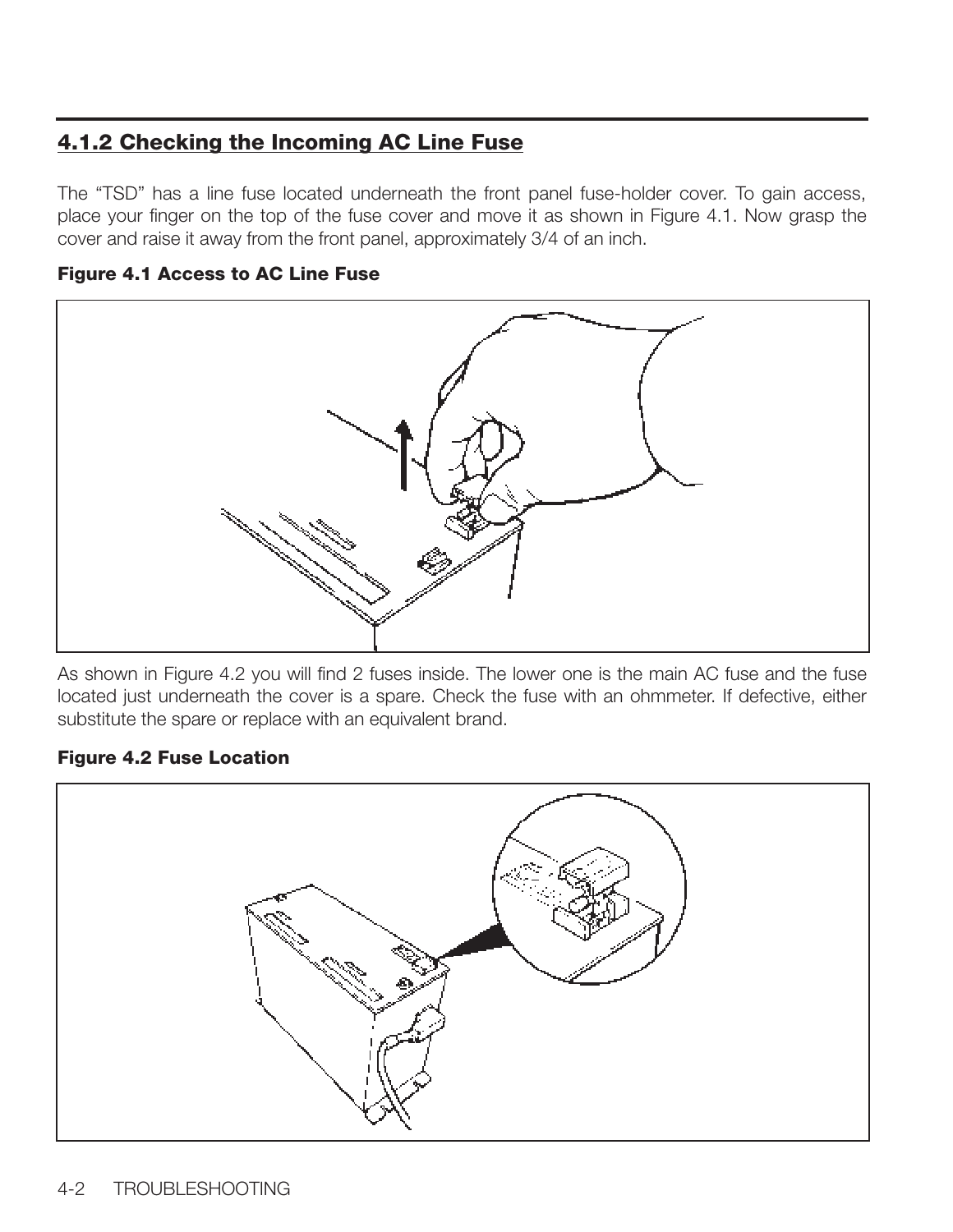## 4.1.2 Checking the Incoming AC Line Fuse

The “TSD” has a line fuse located underneath the front panel fuse-holder cover. To gain access, place your finger on the top of the fuse cover and move it as shown in Figure 4.1. Now grasp the cover and raise it away from the front panel, approximately 3/4 of an inch.

**Figure 4.1 Access to AC Line Fuse**

As shown in Figure 4.2 you will find 2 fuses inside. The lower one is the main AC fuse and the fuse located just underneath the cover is a spare. Check the fuse with an ohmmeter. If defective, either substitute the spare or replace with an equivalent brand.

**Figure 4.2 Fuse Location**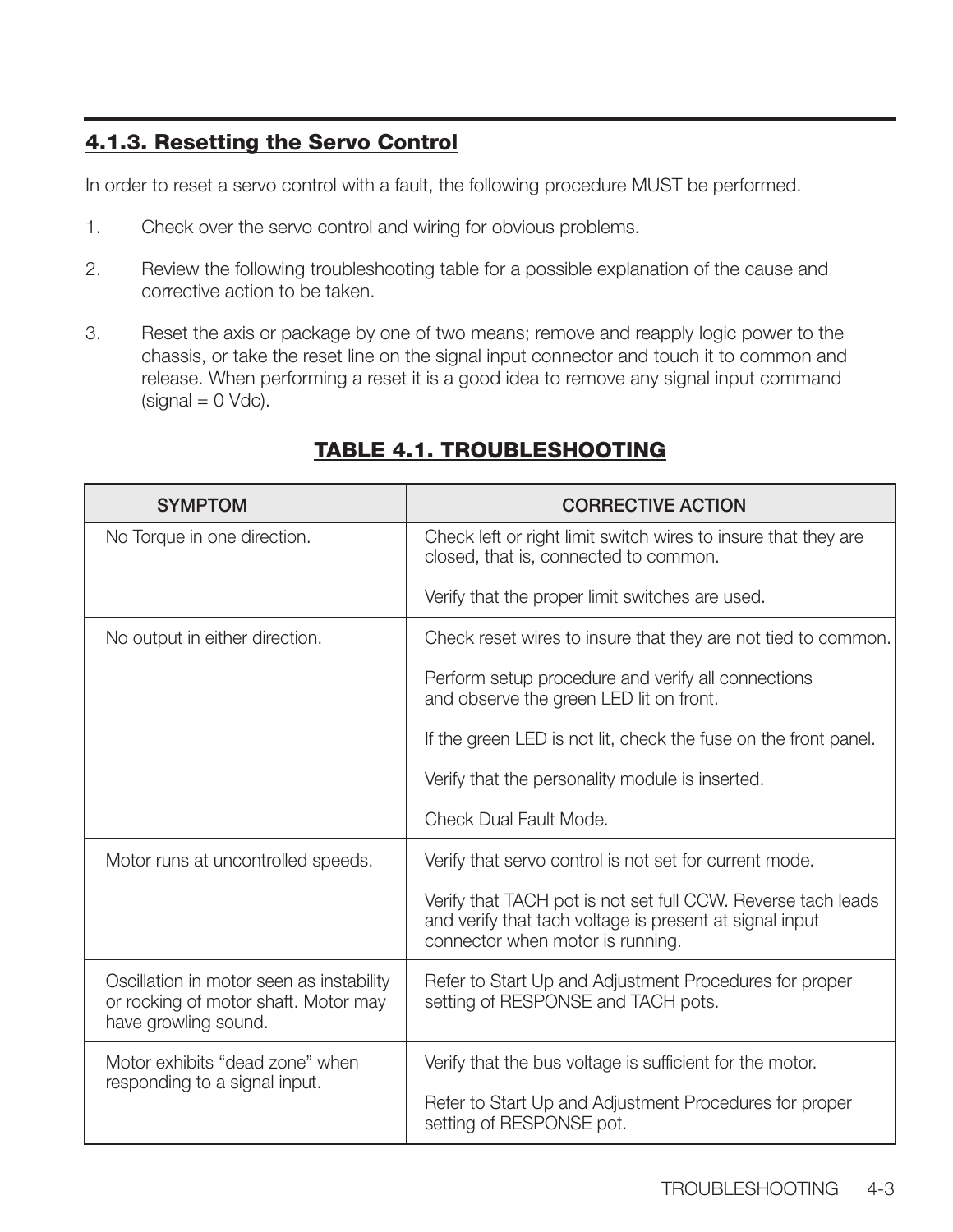### 4.1.3. Resetting the Servo Control

In order to reset a servo control with a fault, the following procedure MUST be performed.

1. Check over the servo control and wiring for obvious problems.
2. Review the following troubleshooting table for a possible explanation of the cause and corrective action to be taken.
3. Reset the axis or package by one of two means; remove and reapply logic power to the chassis, or take the reset line on the signal input connector and touch it to common and release. When performing a reset it is a good idea to remove any signal input command (signal = 0 Vdc).

**TABLE 4.1. TROUBLESHOOTING**

| SYMPTOM | CORRECTIVE ACTION |
|---|---|
| No Torque in one direction. | Check left or right limit switch wires to insure that they are closed, that is, connected to common.<br><br>Verify that the proper limit switches are used. |
| No output in either direction. | Check reset wires to insure that they are not tied to common.<br><br>Perform setup procedure and verify all connections and observe the green LED lit on front.<br><br>If the green LED is not lit, check the fuse on the front panel.<br><br>Verify that the personality module is inserted.<br><br>Check Dual Fault Mode. |
| Motor runs at uncontrolled speeds. | Verify that servo control is not set for current mode.<br><br>Verify that TACH pot is not set full CCW. Reverse tach leads and verify that tach voltage is present at signal input connector when motor is running. |
| Oscillation in motor seen as instability or rocking of motor shaft. Motor may have growling sound. | Refer to Start Up and Adjustment Procedures for proper setting of RESPONSE and TACH pots. |
| Motor exhibits "dead zone" when responding to a signal input. | Verify that the bus voltage is sufficient for the motor.<br><br>Refer to Start Up and Adjustment Procedures for proper setting of RESPONSE pot. |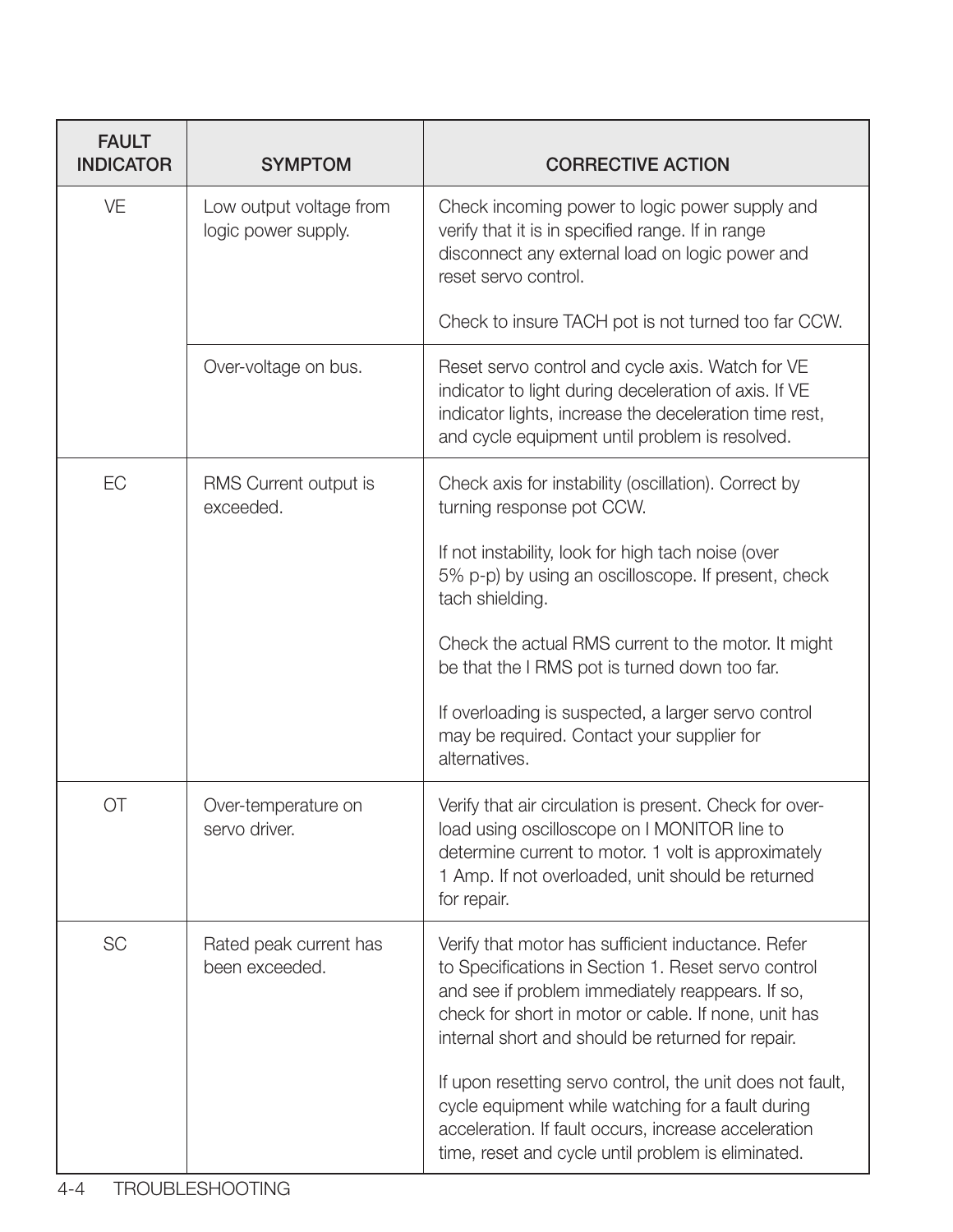| FAULT INDICATOR | SYMPTOM | CORRECTIVE ACTION |
|---|---|---|
| VE | Low output voltage from logic power supply. | Check incoming power to logic power supply and verify that it is in specified range. If in range disconnect any external load on logic power and reset servo control.<br><br>Check to insure TACH pot is not turned too far CCW. |
| | Over-voltage on bus. | Reset servo control and cycle axis. Watch for VE indicator to light during deceleration of axis. If VE indicator lights, increase the deceleration time rest, and cycle equipment until problem is resolved. |
| EC | RMS Current output is exceeded. | Check axis for instability (oscillation). Correct by turning response pot CCW.<br><br>If not instability, look for high tach noise (over 5% p-p) by using an oscilloscope. If present, check tach shielding.<br><br>Check the actual RMS current to the motor. It might be that the I RMS pot is turned down too far.<br><br>If overloading is suspected, a larger servo control may be required. Contact your supplier for alternatives. |
| OT | Over-temperature on servo driver. | Verify that air circulation is present. Check for over-load using oscilloscope on I MONITOR line to determine current to motor. 1 volt is approximately 1 Amp. If not overloaded, unit should be returned for repair. |
| SC | Rated peak current has been exceeded. | Verify that motor has sufficient inductance. Refer to Specifications in Section 1. Reset servo control and see if problem immediately reappears. If so, check for short in motor or cable. If none, unit has internal short and should be returned for repair.<br><br>If upon resetting servo control, the unit does not fault, cycle equipment while watching for a fault during acceleration. If fault occurs, increase acceleration time, reset and cycle until problem is eliminated. |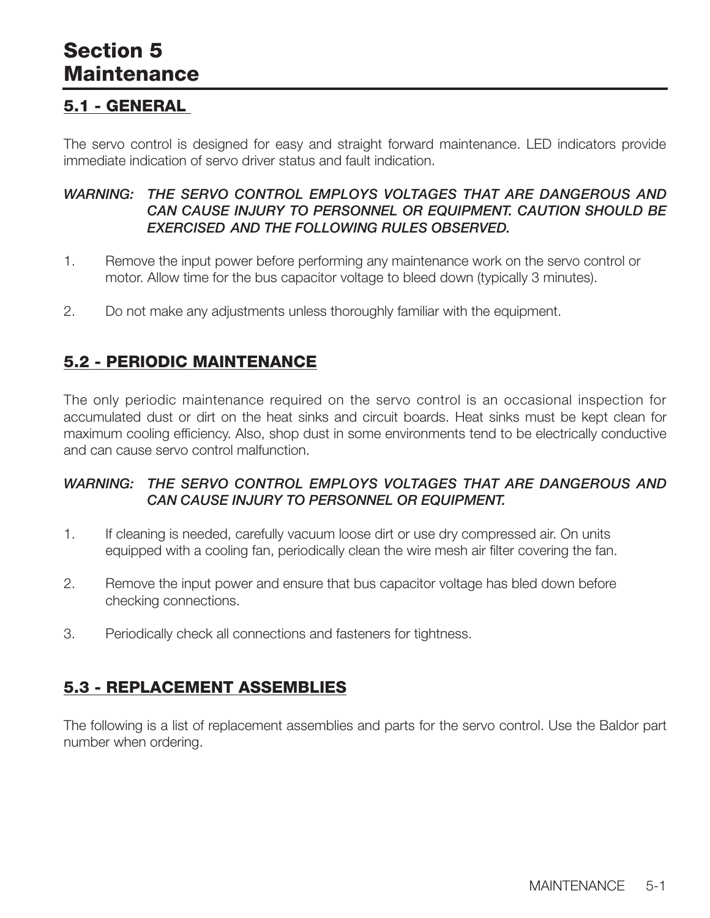# Section 5
# Maintenance

## 5.1 - GENERAL

The servo control is designed for easy and straight forward maintenance. LED indicators provide immediate indication of servo driver status and fault indication.

***WARNING: THE SERVO CONTROL EMPLOYS VOLTAGES THAT ARE DANGEROUS AND CAN CAUSE INJURY TO PERSONNEL OR EQUIPMENT. CAUTION SHOULD BE EXERCISED AND THE FOLLOWING RULES OBSERVED.***

1. Remove the input power before performing any maintenance work on the servo control or motor. Allow time for the bus capacitor voltage to bleed down (typically 3 minutes).

2. Do not make any adjustments unless thoroughly familiar with the equipment.

## 5.2 - PERIODIC MAINTENANCE

The only periodic maintenance required on the servo control is an occasional inspection for accumulated dust or dirt on the heat sinks and circuit boards. Heat sinks must be kept clean for maximum cooling efficiency. Also, shop dust in some environments tend to be electrically conductive and can cause servo control malfunction.

***WARNING: THE SERVO CONTROL EMPLOYS VOLTAGES THAT ARE DANGEROUS AND CAN CAUSE INJURY TO PERSONNEL OR EQUIPMENT.***

1. If cleaning is needed, carefully vacuum loose dirt or use dry compressed air. On units equipped with a cooling fan, periodically clean the wire mesh air filter covering the fan.

2. Remove the input power and ensure that bus capacitor voltage has bled down before checking connections.

3. Periodically check all connections and fasteners for tightness.

## 5.3 - REPLACEMENT ASSEMBLIES

The following is a list of replacement assemblies and parts for the servo control. Use the Baldor part number when ordering.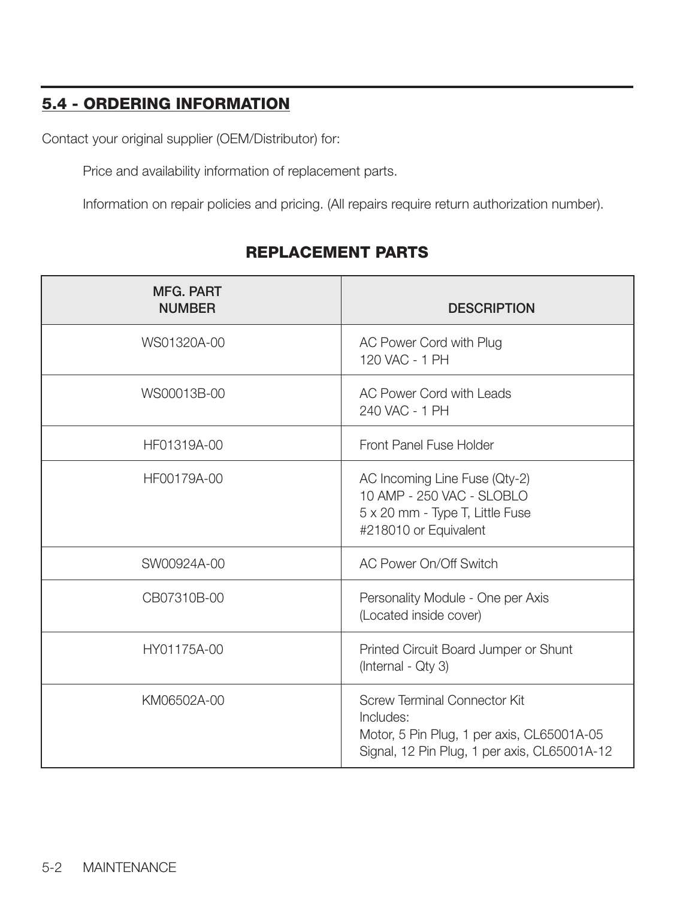## 5.4 - ORDERING INFORMATION

Contact your original supplier (OEM/Distributor) for:

Price and availability information of replacement parts.

Information on repair policies and pricing. (All repairs require return authorization number).

### REPLACEMENT PARTS

| MFG. PART NUMBER | DESCRIPTION |
|---|---|
| WS01320A-00 | AC Power Cord with Plug<br>120 VAC - 1 PH |
| WS00013B-00 | AC Power Cord with Leads<br>240 VAC - 1 PH |
| HF01319A-00 | Front Panel Fuse Holder |
| HF00179A-00 | AC Incoming Line Fuse (Qty-2)<br>10 AMP - 250 VAC - SLOBLO<br>5 x 20 mm - Type T, Little Fuse<br>#218010 or Equivalent |
| SW00924A-00 | AC Power On/Off Switch |
| CB07310B-00 | Personality Module - One per Axis<br>(Located inside cover) |
| HY01175A-00 | Printed Circuit Board Jumper or Shunt<br>(Internal - Qty 3) |
| KM06502A-00 | Screw Terminal Connector Kit<br>Includes:<br>Motor, 5 Pin Plug, 1 per axis, CL65001A-05<br>Signal, 12 Pin Plug, 1 per axis, CL65001A-12 |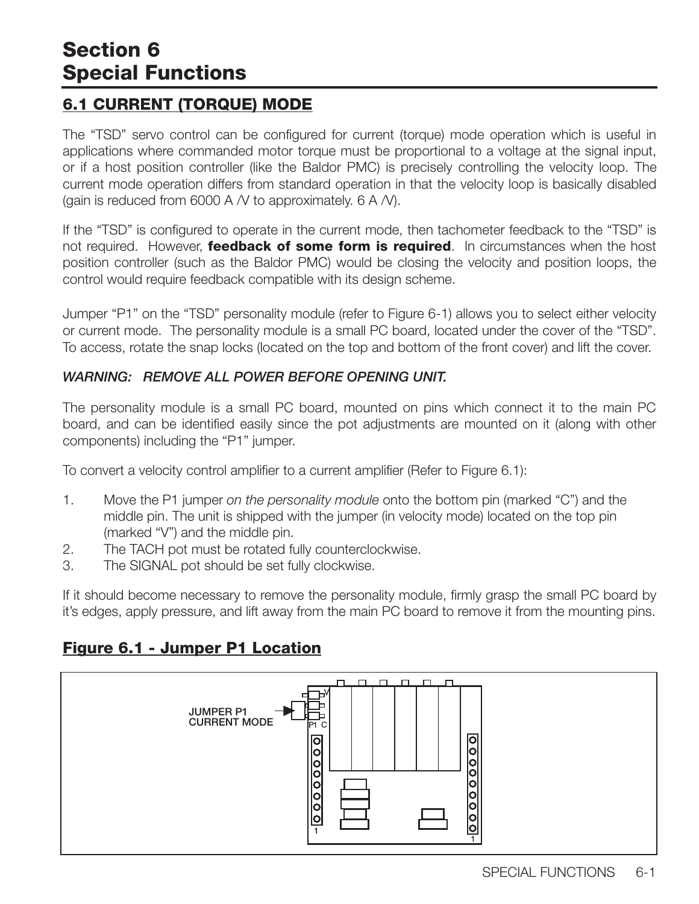# Section 6
# Special Functions

## 6.1 CURRENT (TORQUE) MODE

The “TSD” servo control can be configured for current (torque) mode operation which is useful in applications where commanded motor torque must be proportional to a voltage at the signal input, or if a host position controller (like the Baldor PMC) is precisely controlling the velocity loop. The current mode operation differs from standard operation in that the velocity loop is basically disabled (gain is reduced from 6000 A /V to approximately. 6 A /V).

If the “TSD” is configured to operate in the current mode, then tachometer feedback to the “TSD” is not required. However, **feedback of some form is required**. In circumstances when the host position controller (such as the Baldor PMC) would be closing the velocity and position loops, the control would require feedback compatible with its design scheme.

Jumper “P1” on the “TSD” personality module (refer to Figure 6-1) allows you to select either velocity or current mode. The personality module is a small PC board, located under the cover of the “TSD”. To access, rotate the snap locks (located on the top and bottom of the front cover) and lift the cover.

***WARNING: REMOVE ALL POWER BEFORE OPENING UNIT.***

The personality module is a small PC board, mounted on pins which connect it to the main PC board, and can be identified easily since the pot adjustments are mounted on it (along with other components) including the “P1” jumper.

To convert a velocity control amplifier to a current amplifier (Refer to Figure 6.1):

1. Move the P1 jumper *on the personality module* onto the bottom pin (marked “C”) and the middle pin. The unit is shipped with the jumper (in velocity mode) located on the top pin (marked “V”) and the middle pin.
2. The TACH pot must be rotated fully counterclockwise.
3. The SIGNAL pot should be set fully clockwise.

If it should become necessary to remove the personality module, firmly grasp the small PC board by it’s edges, apply pressure, and lift away from the main PC board to remove it from the mounting pins.

## Figure 6.1 - Jumper P1 Location

JUMPER P1
CURRENT MODE

V

P1 C

1

1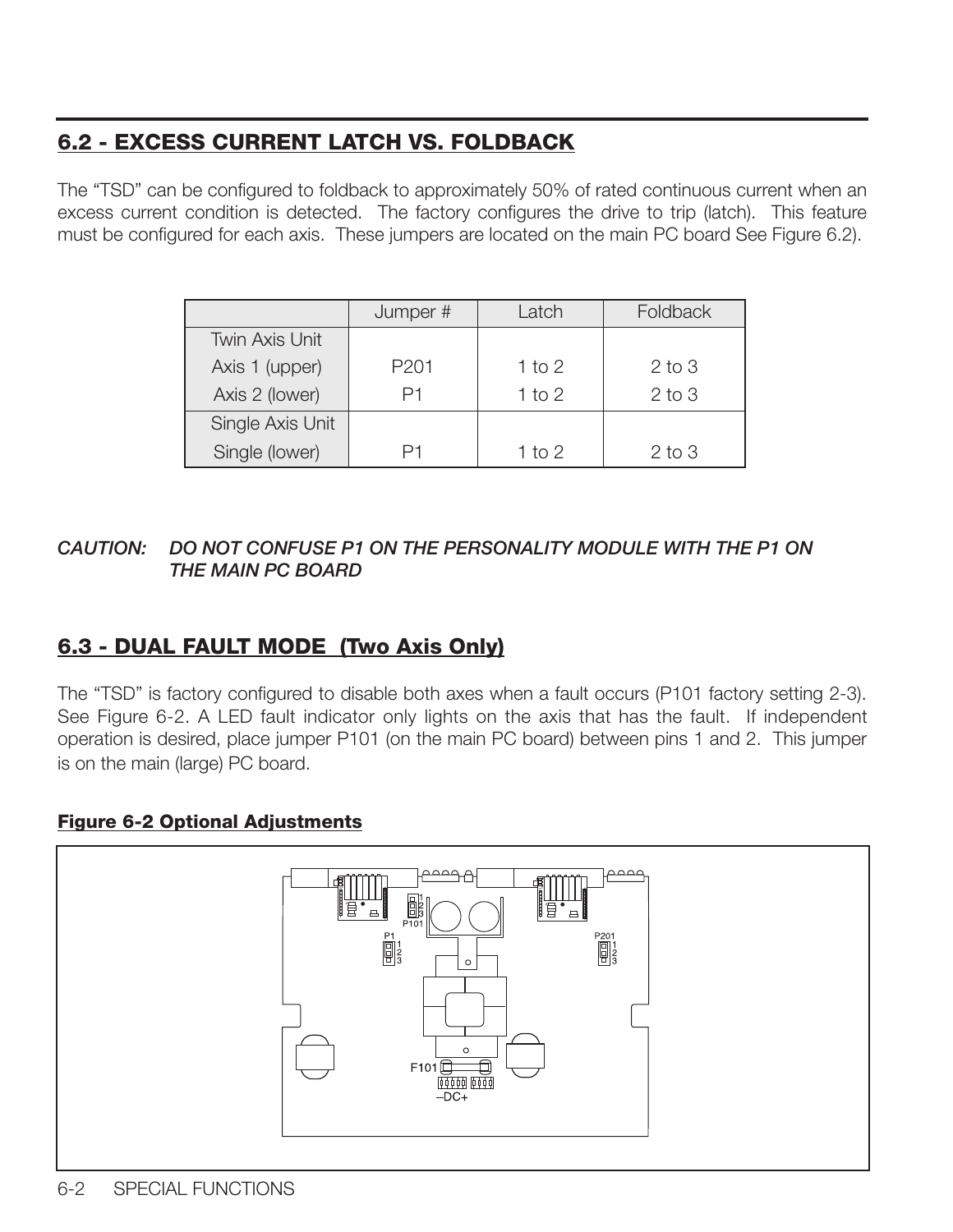## 6.2 - EXCESS CURRENT LATCH VS. FOLDBACK

The "TSD" can be configured to foldback to approximately 50% of rated continuous current when an excess current condition is detected. The factory configures the drive to trip (latch). This feature must be configured for each axis. These jumpers are located on the main PC board See Figure 6.2).

| | Jumper # | Latch | Foldback |
|---|---|---|---|
| Twin Axis Unit | | | |
| Axis 1 (upper) | P201 | 1 to 2 | 2 to 3 |
| Axis 2 (lower) | P1 | 1 to 2 | 2 to 3 |
| Single Axis Unit | | | |
| Single (lower) | P1 | 1 to 2 | 2 to 3 |

***CAUTION: DO NOT CONFUSE P1 ON THE PERSONALITY MODULE WITH THE P1 ON THE MAIN PC BOARD***

## 6.3 - DUAL FAULT MODE (Two Axis Only)

The "TSD" is factory configured to disable both axes when a fault occurs (P101 factory setting 2-3). See Figure 6-2. A LED fault indicator only lights on the axis that has the fault. If independent operation is desired, place jumper P101 (on the main PC board) between pins 1 and 2. This jumper is on the main (large) PC board.

**Figure 6-2 Optional Adjustments**

P101
1
2
3

P1
1
2
3

P201
1
2
3

F101

–DC+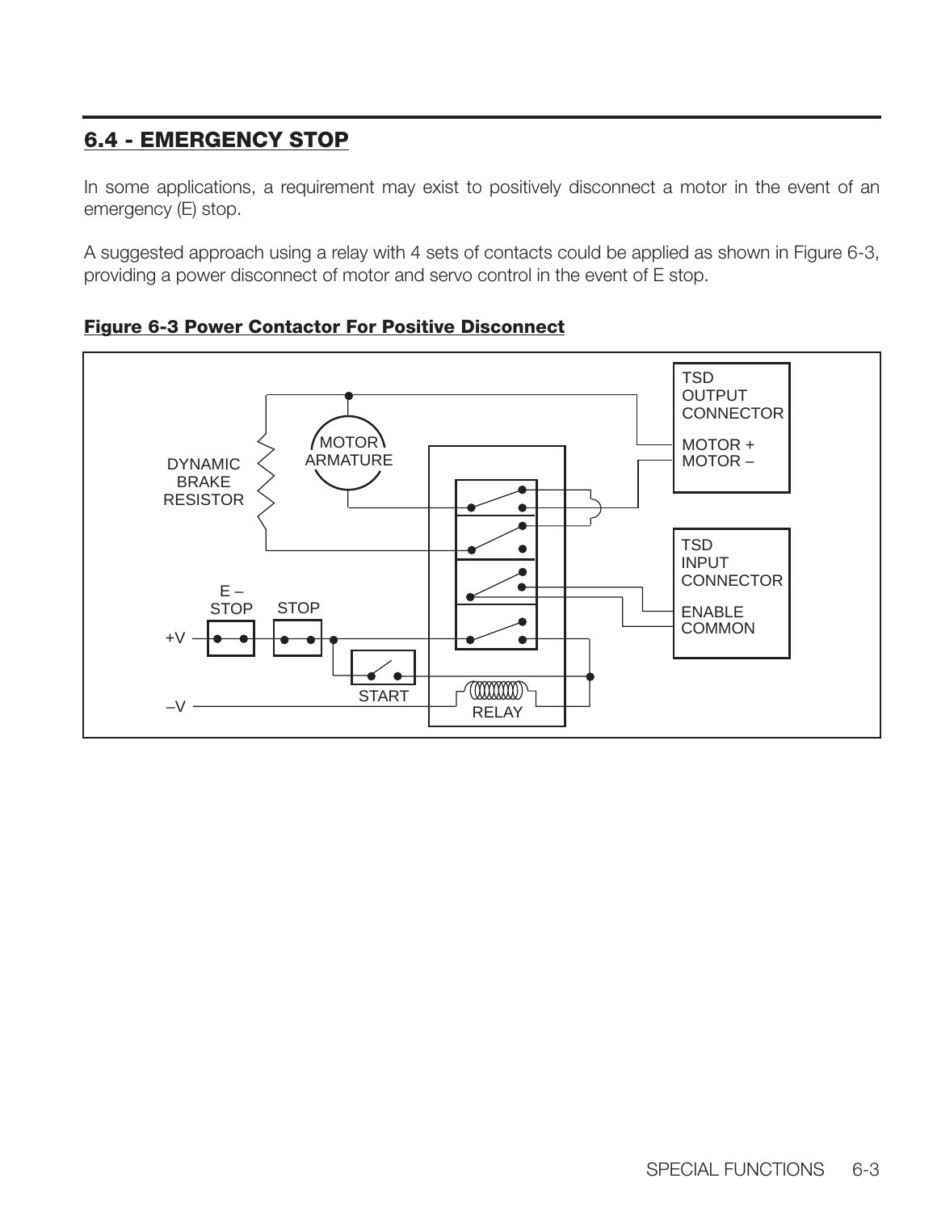## 6.4 - EMERGENCY STOP

In some applications, a requirement may exist to positively disconnect a motor in the event of an emergency (E) stop.

A suggested approach using a relay with 4 sets of contacts could be applied as shown in Figure 6-3, providing a power disconnect of motor and servo control in the event of E stop.

**Figure 6-3 Power Contactor For Positive Disconnect**

TSD OUTPUT CONNECTOR
MOTOR +
MOTOR –
MOTOR ARMATURE
DYNAMIC BRAKE RESISTOR
TSD INPUT CONNECTOR
ENABLE
COMMON
E – STOP
STOP
+V
START
–V
RELAY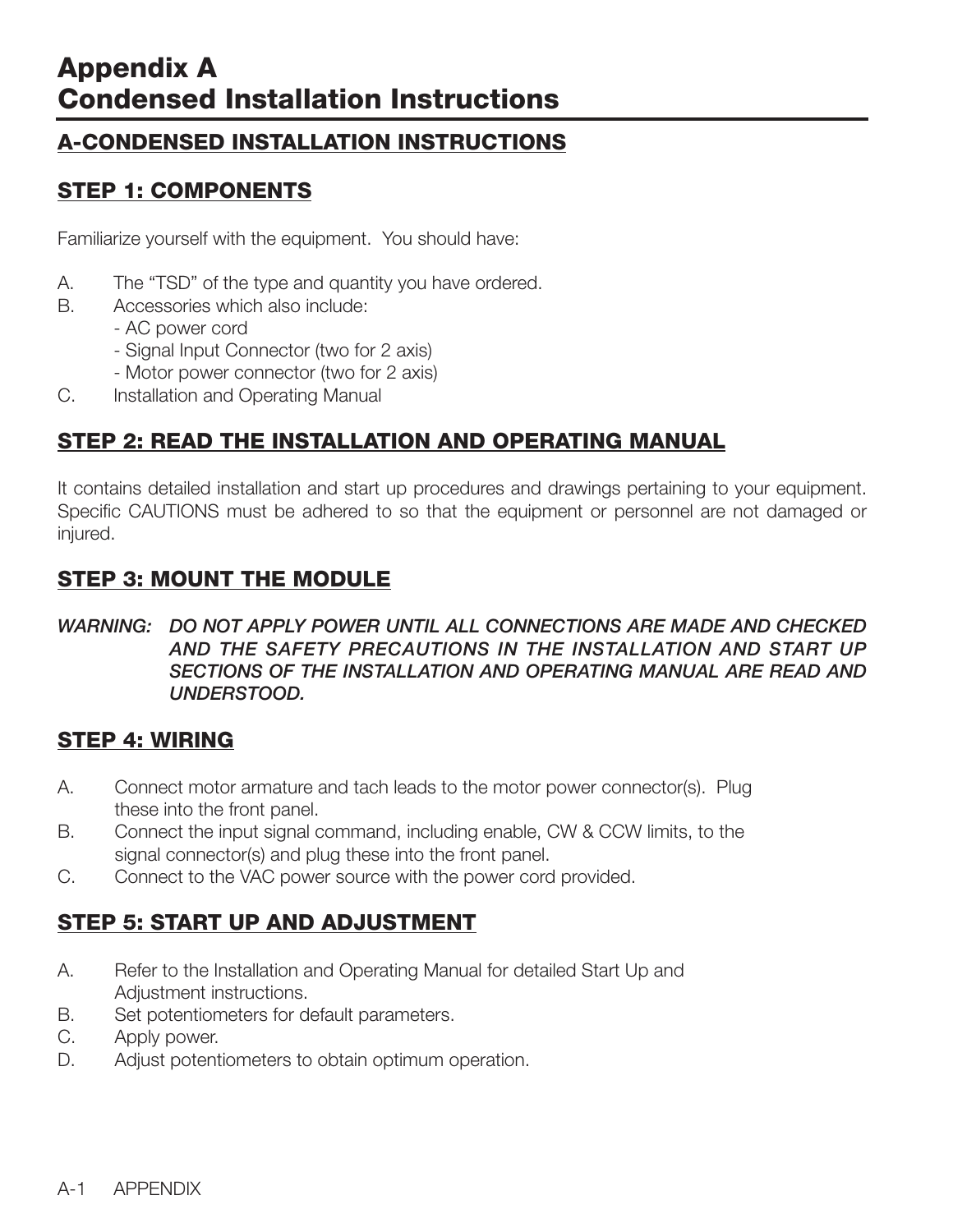# Appendix A
# Condensed Installation Instructions

## A-CONDENSED INSTALLATION INSTRUCTIONS

## STEP 1: COMPONENTS

Familiarize yourself with the equipment. You should have:

A. The “TSD” of the type and quantity you have ordered.
B. Accessories which also include:
   - AC power cord
   - Signal Input Connector (two for 2 axis)
   - Motor power connector (two for 2 axis)
C. Installation and Operating Manual

## STEP 2: READ THE INSTALLATION AND OPERATING MANUAL

It contains detailed installation and start up procedures and drawings pertaining to your equipment. Specific CAUTIONS must be adhered to so that the equipment or personnel are not damaged or injured.

## STEP 3: MOUNT THE MODULE

***WARNING: DO NOT APPLY POWER UNTIL ALL CONNECTIONS ARE MADE AND CHECKED AND THE SAFETY PRECAUTIONS IN THE INSTALLATION AND START UP SECTIONS OF THE INSTALLATION AND OPERATING MANUAL ARE READ AND UNDERSTOOD.***

## STEP 4: WIRING

A. Connect motor armature and tach leads to the motor power connector(s). Plug these into the front panel.
B. Connect the input signal command, including enable, CW & CCW limits, to the signal connector(s) and plug these into the front panel.
C. Connect to the VAC power source with the power cord provided.

## STEP 5: START UP AND ADJUSTMENT

A. Refer to the Installation and Operating Manual for detailed Start Up and Adjustment instructions.
B. Set potentiometers for default parameters.
C. Apply power.
D. Adjust potentiometers to obtain optimum operation.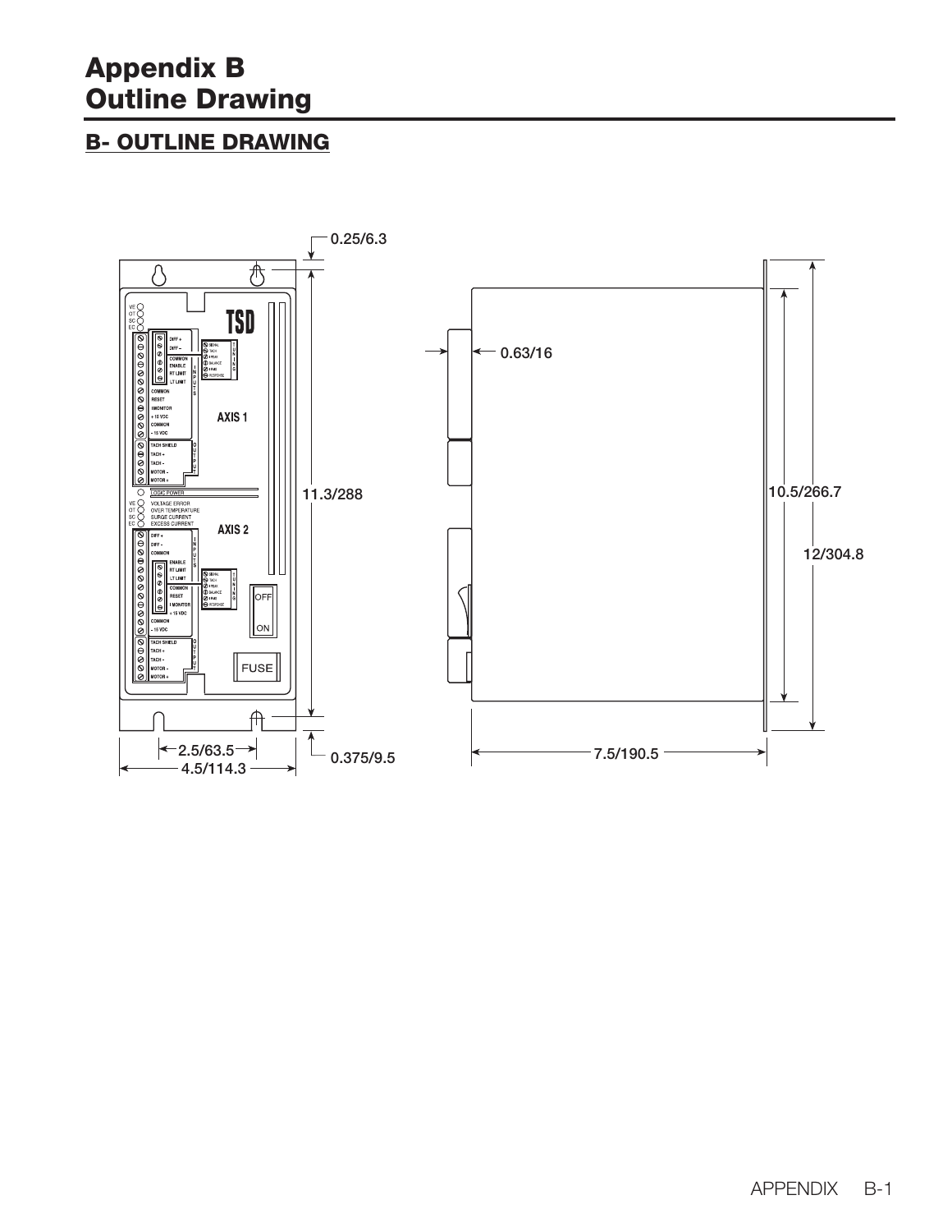# Appendix B
# Outline Drawing

## B- OUTLINE DRAWING

0.25/6.3

VE
OT
SC
EC

TSD

DIFF +
DIFF –
COMMON
ENABLE
RT LIMIT
LT LIMIT

INPUTS

SIGNAL
TACH
I PEAK
BALANCE
I RMS
RESPONSE

TUNING

COMMON
RESET
I MONITOR
+ 15 VDC
COMMON
- 15 VDC

AXIS 1

TACH SHIELD
TACH +
TACH -
MOTOR -
MOTOR +

OUTPUTS

LOGIC POWER

VE VOLTAGE ERROR
OT OVER TEMPERATURE
SC SURGE CURRENT
EC EXCESS CURRENT

AXIS 2

DIFF +
DIFF -
COMMON
ENABLE
RT LIMIT
LT LIMIT

INPUTS

SIGNAL
TACH
I PEAK
BALANCE
I RMS
RESPONSE

TUNING

COMMON
RESET
I MONITOR
+ 15 VDC
COMMON
- 15 VDC

OFF
ON

TACH SHIELD
TACH +
TACH -
MOTOR -
MOTOR +

OUTPUTS

FUSE

11.3/288

2.5/63.5
4.5/114.3
0.375/9.5

0.63/16

10.5/266.7

12/304.8

7.5/190.5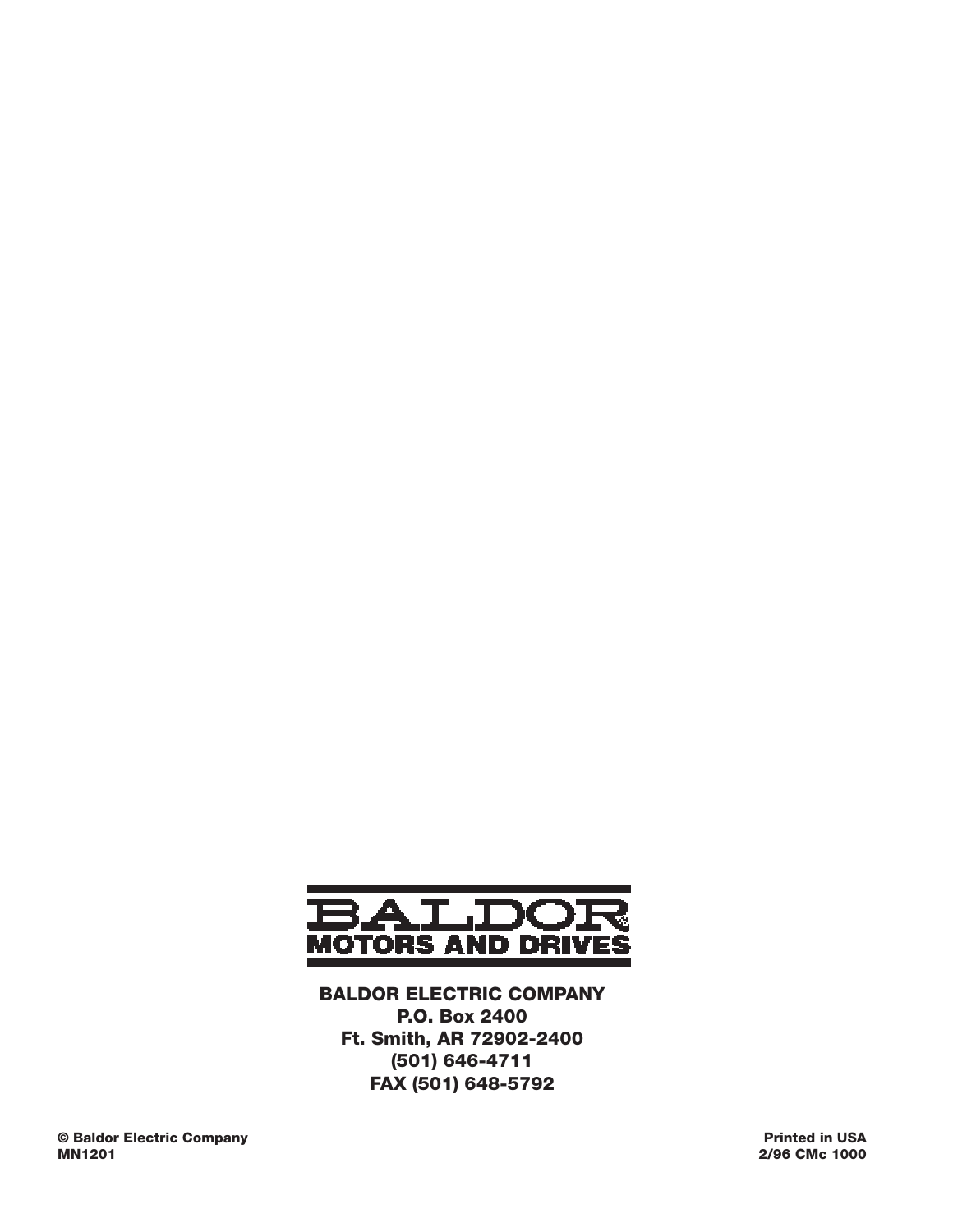BALDOR
MOTORS AND DRIVES

**BALDOR ELECTRIC COMPANY**
**P.O. Box 2400**
**Ft. Smith, AR 72902-2400**
**(501) 646-4711**
**FAX (501) 648-5792**

© Baldor Electric Company
MN1201

Printed in USA
2/96 CMc 1000